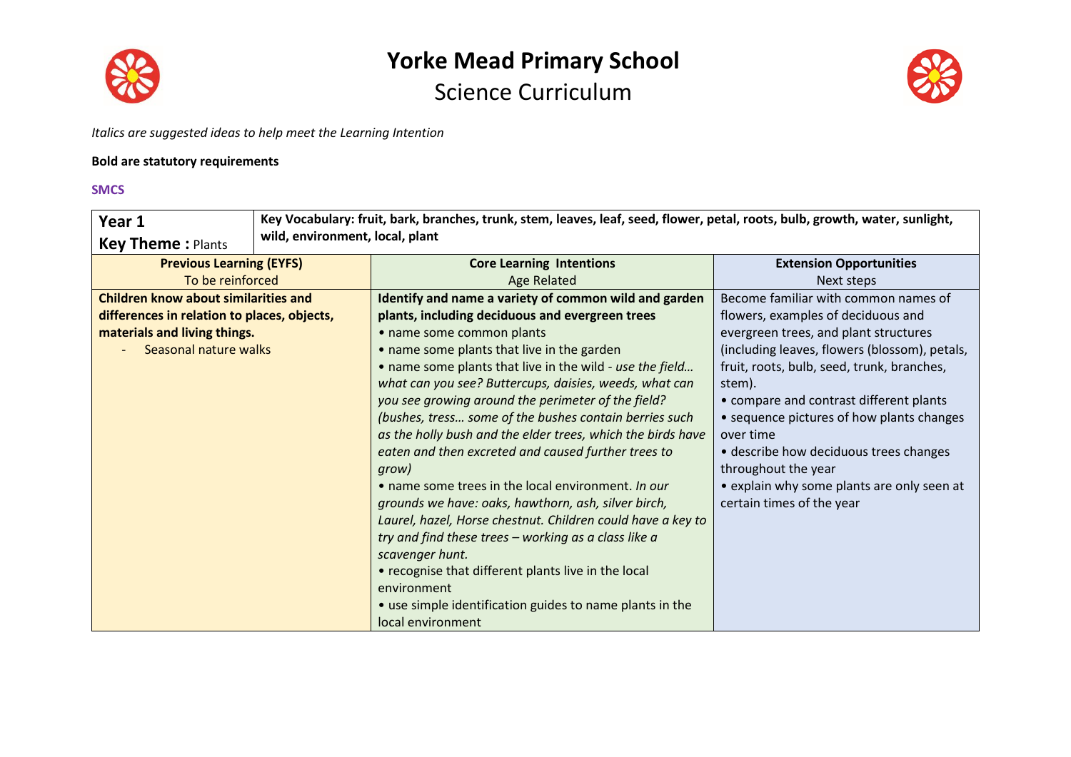# Yorke Mead Primary School

## Science Curriculum

*Italics are suggested ideas to help meet the Learning Intention*

**Bold are statutory requirements**

**SMCS**

| **Year 1**<br>**Key Theme :** Plants | **Key Vocabulary: fruit, bark, branches, trunk, stem, leaves, leaf, seed, flower, petal, roots, bulb, growth, water, sunlight, wild, environment, local, plant** | |
|---|---|---|
| **Previous Learning (EYFS)**<br>To be reinforced | **Core Learning Intentions**<br>Age Related | **Extension Opportunities**<br>Next steps |
| **Children know about similarities and differences in relation to places, objects, materials and living things.**<br>- Seasonal nature walks | **Identify and name a variety of common wild and garden plants, including deciduous and evergreen trees**<br>• name some common plants<br>• name some plants that live in the garden<br>• name some plants that live in the wild - *use the field… what can you see? Buttercups, daisies, weeds, what can you see growing around the perimeter of the field? (bushes, tress… some of the bushes contain berries such as the holly bush and the elder trees, which the birds have eaten and then excreted and caused further trees to grow)*<br>• name some trees in the local environment. *In our grounds we have: oaks, hawthorn, ash, silver birch, Laurel, hazel, Horse chestnut. Children could have a key to try and find these trees – working as a class like a scavenger hunt.*<br>• recognise that different plants live in the local environment<br>• use simple identification guides to name plants in the local environment | Become familiar with common names of flowers, examples of deciduous and evergreen trees, and plant structures (including leaves, flowers (blossom), petals, fruit, roots, bulb, seed, trunk, branches, stem).<br>• compare and contrast different plants<br>• sequence pictures of how plants changes over time<br>• describe how deciduous trees changes throughout the year<br>• explain why some plants are only seen at certain times of the year |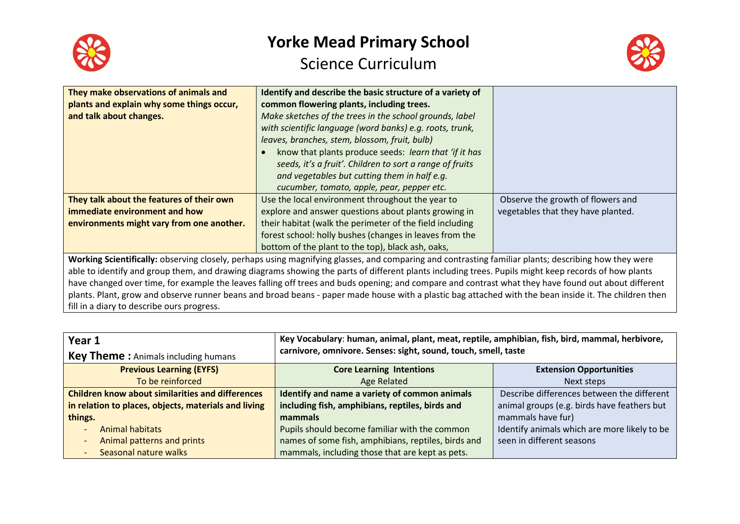# Yorke Mead Primary School

## Science Curriculum

| | | |
|---|---|---|
| **They make observations of animals and plants and explain why some things occur, and talk about changes.** | **Identify and describe the basic structure of a variety of common flowering plants, including trees.**<br>*Make sketches of the trees in the school grounds, label with scientific language (word banks) e.g. roots, trunk, leaves, branches, stem, blossom, fruit, bulb)*<br>• know that plants produce seeds: *learn that 'if it has seeds, it's a fruit'. Children to sort a range of fruits and vegetables but cutting them in half e.g. cucumber, tomato, apple, pear, pepper etc.* | |
| **They talk about the features of their own immediate environment and how environments might vary from one another.** | Use the local environment throughout the year to explore and answer questions about plants growing in their habitat (walk the perimeter of the field including forest school: holly bushes (changes in leaves from the bottom of the plant to the top), black ash, oaks, | Observe the growth of flowers and vegetables that they have planted. |
| **Working Scientifically:** observing closely, perhaps using magnifying glasses, and comparing and contrasting familiar plants; describing how they were able to identify and group them, and drawing diagrams showing the parts of different plants including trees. Pupils might keep records of how plants have changed over time, for example the leaves falling off trees and buds opening; and compare and contrast what they have found out about different plants. Plant, grow and observe runner beans and broad beans - paper made house with a plastic bag attached with the bean inside it. The children then fill in a diary to describe ours progress. | | |

| **Year 1**<br>**Key Theme :** Animals including humans | **Key Vocabulary**: **human, animal, plant, meat, reptile, amphibian, fish, bird, mammal, herbivore, carnivore, omnivore. Senses: sight, sound, touch, smell, taste** | |
|---|---|---|
| **Previous Learning (EYFS)**<br>To be reinforced | **Core Learning Intentions**<br>Age Related | **Extension Opportunities**<br>Next steps |
| **Children know about similarities and differences in relation to places, objects, materials and living things.**<br>- Animal habitats<br>- Animal patterns and prints<br>- Seasonal nature walks | **Identify and name a variety of common animals including fish, amphibians, reptiles, birds and mammals**<br>Pupils should become familiar with the common names of some fish, amphibians, reptiles, birds and mammals, including those that are kept as pets. | Describe differences between the different animal groups (e.g. birds have feathers but mammals have fur)<br>Identify animals which are more likely to be seen in different seasons |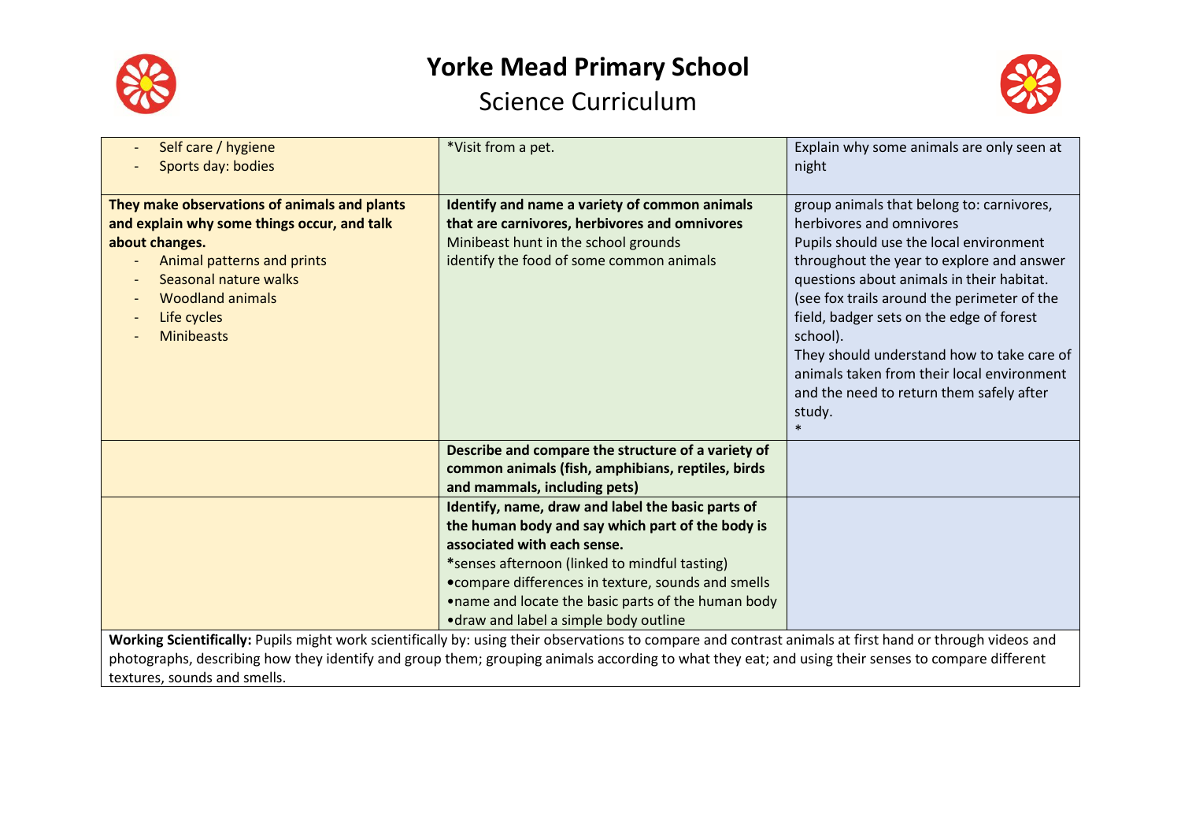# Yorke Mead Primary School

## Science Curriculum

| | | |
|---|---|---|
| - Self care / hygiene<br>- Sports day: bodies | *Visit from a pet. | Explain why some animals are only seen at night |
| **They make observations of animals and plants and explain why some things occur, and talk about changes.**<br>- Animal patterns and prints<br>- Seasonal nature walks<br>- Woodland animals<br>- Life cycles<br>- Minibeasts | **Identify and name a variety of common animals that are carnivores, herbivores and omnivores**<br>Minibeast hunt in the school grounds<br>identify the food of some common animals | group animals that belong to: carnivores, herbivores and omnivores<br>Pupils should use the local environment throughout the year to explore and answer questions about animals in their habitat. (see fox trails around the perimeter of the field, badger sets on the edge of forest school).<br>They should understand how to take care of animals taken from their local environment and the need to return them safely after study.<br>* |
| | **Describe and compare the structure of a variety of common animals (fish, amphibians, reptiles, birds and mammals, including pets)** | |
| | **Identify, name, draw and label the basic parts of the human body and say which part of the body is associated with each sense.**<br>*senses afternoon (linked to mindful tasting)<br>•compare differences in texture, sounds and smells<br>•name and locate the basic parts of the human body<br>•draw and label a simple body outline | |
| **Working Scientifically:** Pupils might work scientifically by: using their observations to compare and contrast animals at first hand or through videos and photographs, describing how they identify and group them; grouping animals according to what they eat; and using their senses to compare different textures, sounds and smells. | | |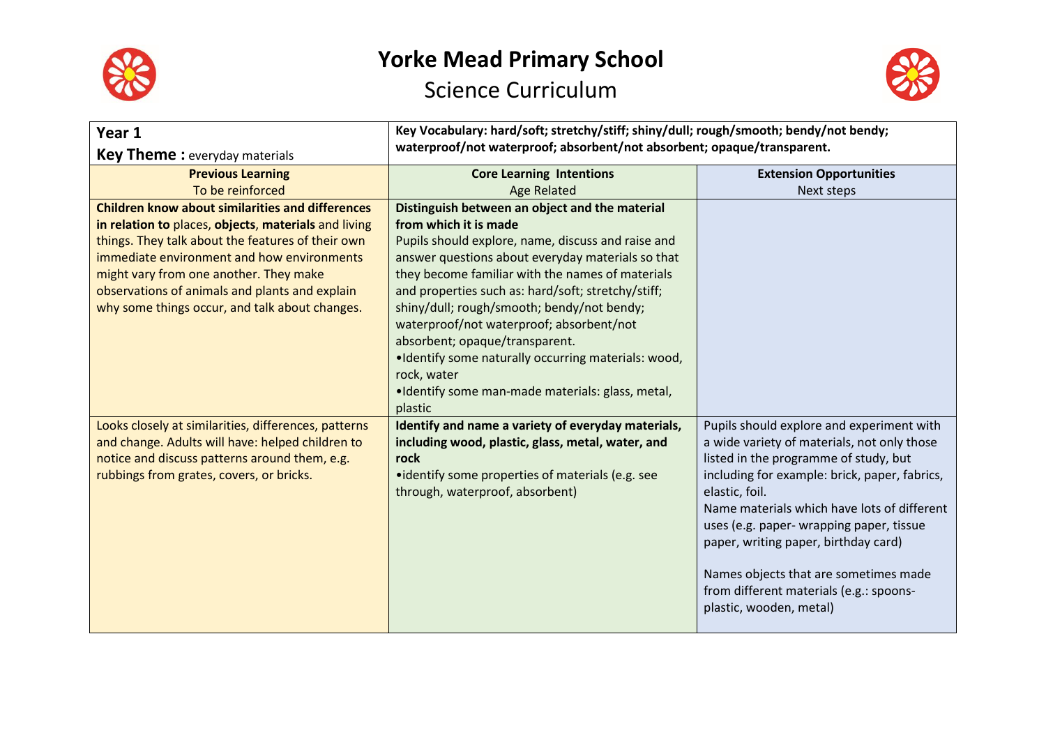# Yorke Mead Primary School

## Science Curriculum

| **Year 1**<br>**Key Theme :** everyday materials | **Key Vocabulary: hard/soft; stretchy/stiff; shiny/dull; rough/smooth; bendy/not bendy; waterproof/not waterproof; absorbent/not absorbent; opaque/transparent.** | |
|---|---|---|
| **Previous Learning**<br>To be reinforced | **Core Learning Intentions**<br>Age Related | **Extension Opportunities**<br>Next steps |
| **Children know about similarities and differences in relation to** places, **objects**, **materials** and living things. They talk about the features of their own immediate environment and how environments might vary from one another. They make observations of animals and plants and explain why some things occur, and talk about changes. | **Distinguish between an object and the material from which it is made**<br>Pupils should explore, name, discuss and raise and answer questions about everyday materials so that they become familiar with the names of materials and properties such as: hard/soft; stretchy/stiff; shiny/dull; rough/smooth; bendy/not bendy; waterproof/not waterproof; absorbent/not absorbent; opaque/transparent.<br>•Identify some naturally occurring materials: wood, rock, water<br>•Identify some man-made materials: glass, metal, plastic | |
| Looks closely at similarities, differences, patterns and change. Adults will have: helped children to notice and discuss patterns around them, e.g. rubbings from grates, covers, or bricks. | **Identify and name a variety of everyday materials, including wood, plastic, glass, metal, water, and rock**<br>•identify some properties of materials (e.g. see through, waterproof, absorbent) | Pupils should explore and experiment with a wide variety of materials, not only those listed in the programme of study, but including for example: brick, paper, fabrics, elastic, foil.<br>Name materials which have lots of different uses (e.g. paper- wrapping paper, tissue paper, writing paper, birthday card)<br><br>Names objects that are sometimes made from different materials (e.g.: spoons- plastic, wooden, metal) |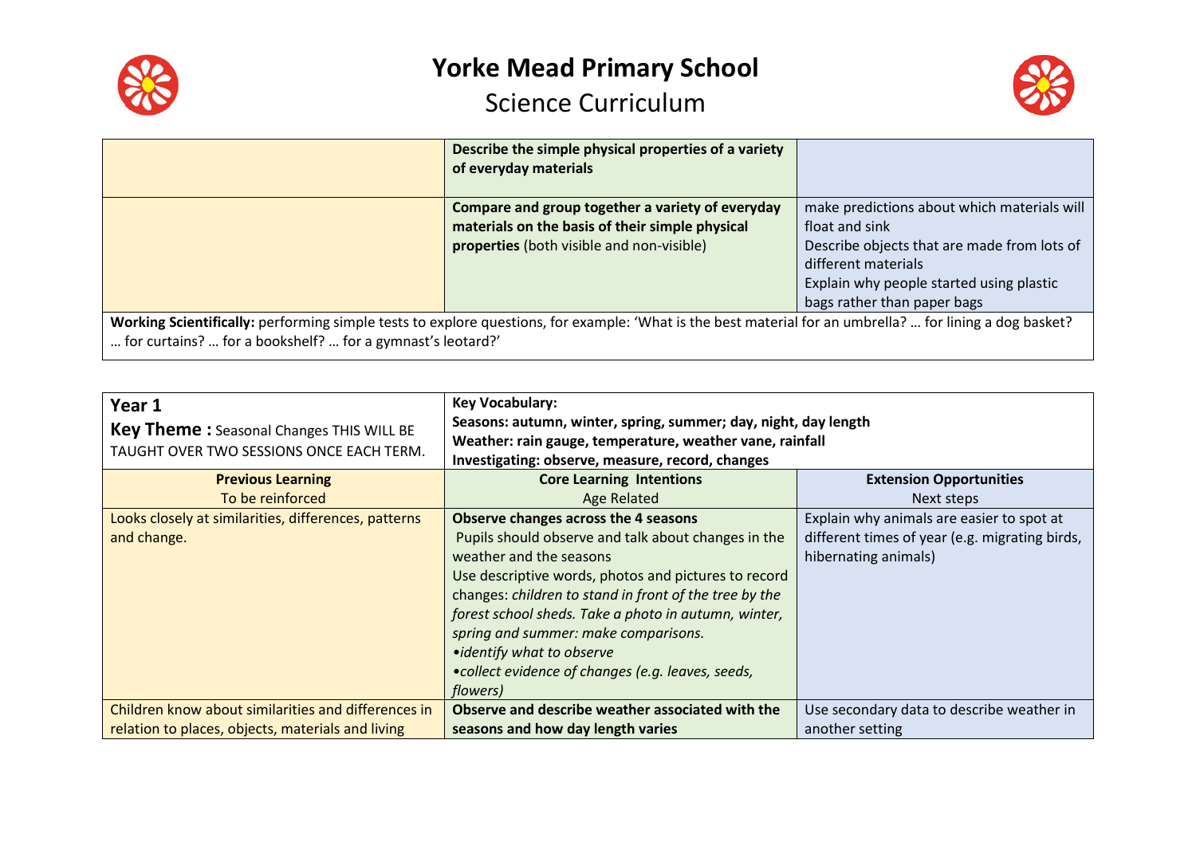# Yorke Mead Primary School

## Science Curriculum

| | | |
|---|---|---|
| | **Describe the simple physical properties of a variety of everyday materials** | |
| | **Compare and group together a variety of everyday materials on the basis of their simple physical properties** (both visible and non-visible) | make predictions about which materials will float and sink<br>Describe objects that are made from lots of different materials<br>Explain why people started using plastic bags rather than paper bags |
| **Working Scientifically:** performing simple tests to explore questions, for example: 'What is the best material for an umbrella? … for lining a dog basket? … for curtains? … for a bookshelf? … for a gymnast's leotard?' | | |

| **Year 1**<br>**Key Theme :** Seasonal Changes THIS WILL BE TAUGHT OVER TWO SESSIONS ONCE EACH TERM. | **Key Vocabulary:**<br>**Seasons: autumn, winter, spring, summer; day, night, day length**<br>**Weather: rain gauge, temperature, weather vane, rainfall**<br>**Investigating: observe, measure, record, changes** | |
|---|---|---|
| **Previous Learning**<br>To be reinforced | **Core Learning Intentions**<br>Age Related | **Extension Opportunities**<br>Next steps |
| Looks closely at similarities, differences, patterns and change. | **Observe changes across the 4 seasons**<br>Pupils should observe and talk about changes in the weather and the seasons<br>Use descriptive words, photos and pictures to record changes: *children to stand in front of the tree by the forest school sheds. Take a photo in autumn, winter, spring and summer: make comparisons.*<br>*•identify what to observe*<br>*•collect evidence of changes (e.g. leaves, seeds, flowers)* | Explain why animals are easier to spot at different times of year (e.g. migrating birds, hibernating animals) |
| Children know about similarities and differences in relation to places, objects, materials and living | **Observe and describe weather associated with the seasons and how day length varies** | Use secondary data to describe weather in another setting |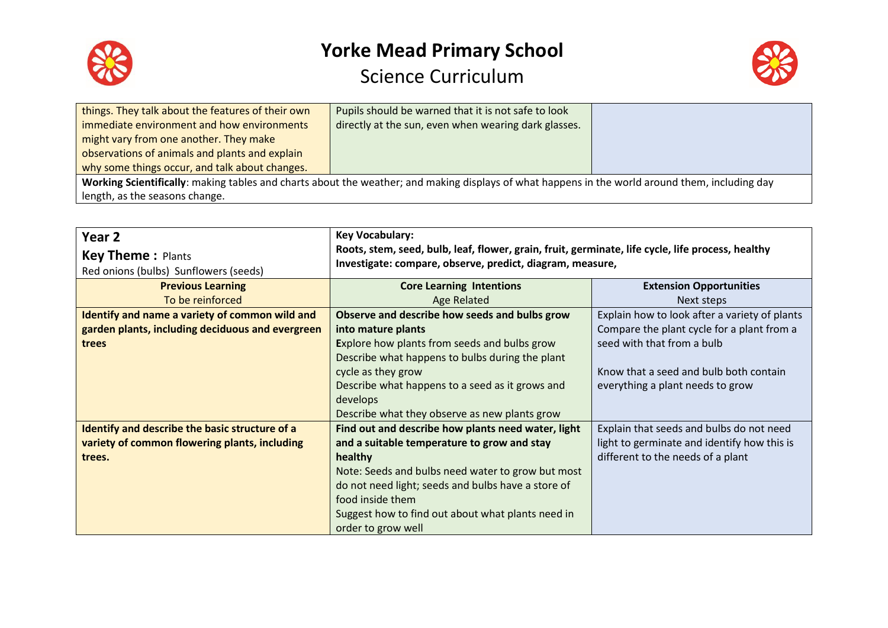| | | |
|---|---|---|
| things. They talk about the features of their own immediate environment and how environments might vary from one another. They make observations of animals and plants and explain why some things occur, and talk about changes. | Pupils should be warned that it is not safe to look directly at the sun, even when wearing dark glasses. | |
| **Working Scientifically**: making tables and charts about the weather; and making displays of what happens in the world around them, including day length, as the seasons change. | | |

| **Year 2**<br>**Key Theme :** Plants<br>Red onions (bulbs) Sunflowers (seeds) | **Key Vocabulary:**<br>**Roots, stem, seed, bulb, leaf, flower, grain, fruit, germinate, life cycle, life process, healthy**<br>**Investigate: compare, observe, predict, diagram, measure,** | |
|---|---|---|
| **Previous Learning**<br>To be reinforced | **Core Learning Intentions**<br>Age Related | **Extension Opportunities**<br>Next steps |
| **Identify and name a variety of common wild and garden plants, including deciduous and evergreen trees** | **Observe and describe how seeds and bulbs grow into mature plants**<br>Explore how plants from seeds and bulbs grow<br>Describe what happens to bulbs during the plant cycle as they grow<br>Describe what happens to a seed as it grows and develops<br>Describe what they observe as new plants grow | Explain how to look after a variety of plants<br>Compare the plant cycle for a plant from a seed with that from a bulb<br><br>Know that a seed and bulb both contain everything a plant needs to grow |
| **Identify and describe the basic structure of a variety of common flowering plants, including trees.** | **Find out and describe how plants need water, light and a suitable temperature to grow and stay healthy**<br>Note: Seeds and bulbs need water to grow but most do not need light; seeds and bulbs have a store of food inside them<br>Suggest how to find out about what plants need in order to grow well | Explain that seeds and bulbs do not need light to germinate and identify how this is different to the needs of a plant |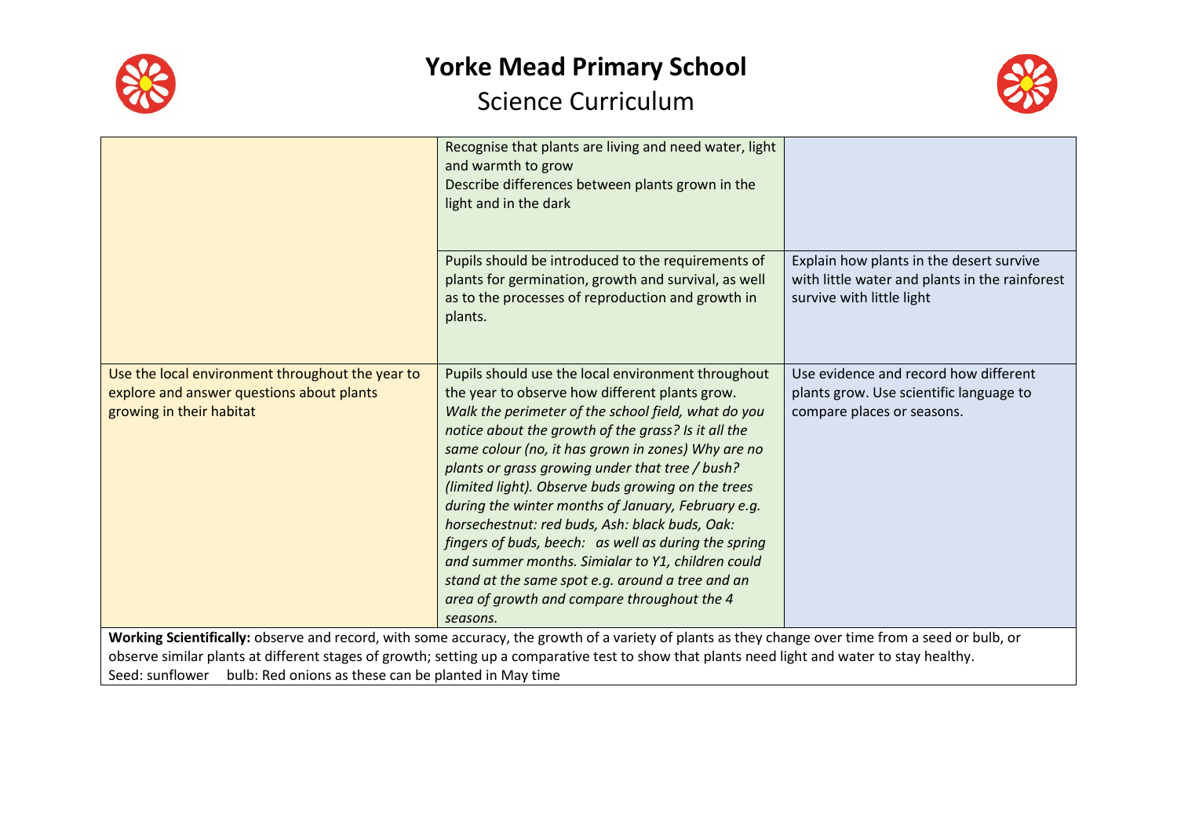# Yorke Mead Primary School

## Science Curriculum

| | | |
|---|---|---|
| | Recognise that plants are living and need water, light and warmth to grow<br>Describe differences between plants grown in the light and in the dark | |
| | Pupils should be introduced to the requirements of plants for germination, growth and survival, as well as to the processes of reproduction and growth in plants. | Explain how plants in the desert survive with little water and plants in the rainforest survive with little light |
| Use the local environment throughout the year to explore and answer questions about plants growing in their habitat | Pupils should use the local environment throughout the year to observe how different plants grow.<br>*Walk the perimeter of the school field, what do you notice about the growth of the grass? Is it all the same colour (no, it has grown in zones) Why are no plants or grass growing under that tree / bush? (limited light). Observe buds growing on the trees during the winter months of January, February e.g. horsechestnut: red buds, Ash: black buds, Oak: fingers of buds, beech: as well as during the spring and summer months. Simialar to Y1, children could stand at the same spot e.g. around a tree and an area of growth and compare throughout the 4 seasons.* | Use evidence and record how different plants grow. Use scientific language to compare places or seasons. |

**Working Scientifically:** observe and record, with some accuracy, the growth of a variety of plants as they change over time from a seed or bulb, or observe similar plants at different stages of growth; setting up a comparative test to show that plants need light and water to stay healthy.
Seed: sunflower bulb: Red onions as these can be planted in May time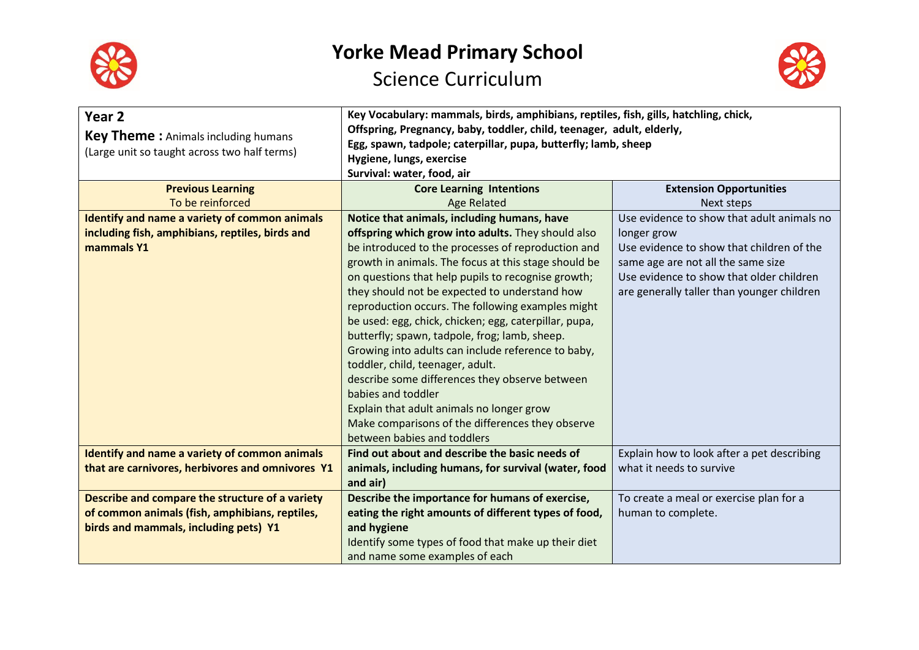# Yorke Mead Primary School

## Science Curriculum

| **Year 2**<br>**Key Theme :** Animals including humans<br>(Large unit so taught across two half terms) | **Key Vocabulary: mammals, birds, amphibians, reptiles, fish, gills, hatchling, chick, Offspring, Pregnancy, baby, toddler, child, teenager, adult, elderly, Egg, spawn, tadpole; caterpillar, pupa, butterfly; lamb, sheep Hygiene, lungs, exercise Survival: water, food, air** | |
|---|---|---|
| **Previous Learning**<br>To be reinforced | **Core Learning Intentions**<br>Age Related | **Extension Opportunities**<br>Next steps |
| **Identify and name a variety of common animals including fish, amphibians, reptiles, birds and mammals Y1** | **Notice that animals, including humans, have offspring which grow into adults.** They should also be introduced to the processes of reproduction and growth in animals. The focus at this stage should be on questions that help pupils to recognise growth; they should not be expected to understand how reproduction occurs. The following examples might be used: egg, chick, chicken; egg, caterpillar, pupa, butterfly; spawn, tadpole, frog; lamb, sheep. Growing into adults can include reference to baby, toddler, child, teenager, adult.<br>describe some differences they observe between babies and toddler<br>Explain that adult animals no longer grow<br>Make comparisons of the differences they observe between babies and toddlers | Use evidence to show that adult animals no longer grow<br>Use evidence to show that children of the same age are not all the same size<br>Use evidence to show that older children are generally taller than younger children |
| **Identify and name a variety of common animals that are carnivores, herbivores and omnivores Y1** | **Find out about and describe the basic needs of animals, including humans, for survival (water, food and air)** | Explain how to look after a pet describing what it needs to survive |
| **Describe and compare the structure of a variety of common animals (fish, amphibians, reptiles, birds and mammals, including pets) Y1** | **Describe the importance for humans of exercise, eating the right amounts of different types of food, and hygiene**<br>Identify some types of food that make up their diet and name some examples of each | To create a meal or exercise plan for a human to complete. |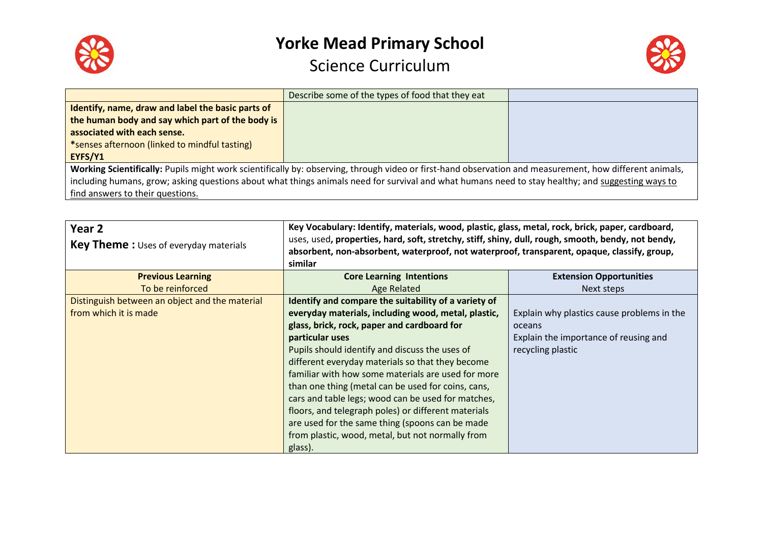# Yorke Mead Primary School

## Science Curriculum

| | | |
|---|---|---|
| | Describe some of the types of food that they eat | |
| **Identify, name, draw and label the basic parts of the human body and say which part of the body is associated with each sense.** <br> ***senses afternoon (linked to mindful tasting)** <br> **EYFS/Y1** | | |
| **Working Scientifically:** Pupils might work scientifically by: observing, through video or first-hand observation and measurement, how different animals, including humans, grow; asking questions about what things animals need for survival and what humans need to stay healthy; and suggesting ways to find answers to their questions. | | |

| **Year 2** <br> **Key Theme :** Uses of everyday materials | **Key Vocabulary: Identify, materials, wood, plastic, glass, metal, rock, brick, paper, cardboard,** uses, used**, properties, hard, soft, stretchy, stiff, shiny, dull, rough, smooth, bendy, not bendy, absorbent, non-absorbent, waterproof, not waterproof, transparent, opaque, classify, group, similar** | |
|---|---|---|
| **Previous Learning** <br> To be reinforced | **Core Learning Intentions** <br> Age Related | **Extension Opportunities** <br> Next steps |
| Distinguish between an object and the material from which it is made | **Identify and compare the suitability of a variety of everyday materials, including wood, metal, plastic, glass, brick, rock, paper and cardboard for particular uses** <br> Pupils should identify and discuss the uses of different everyday materials so that they become familiar with how some materials are used for more than one thing (metal can be used for coins, cans, cars and table legs; wood can be used for matches, floors, and telegraph poles) or different materials are used for the same thing (spoons can be made from plastic, wood, metal, but not normally from glass). | Explain why plastics cause problems in the oceans <br> Explain the importance of reusing and recycling plastic |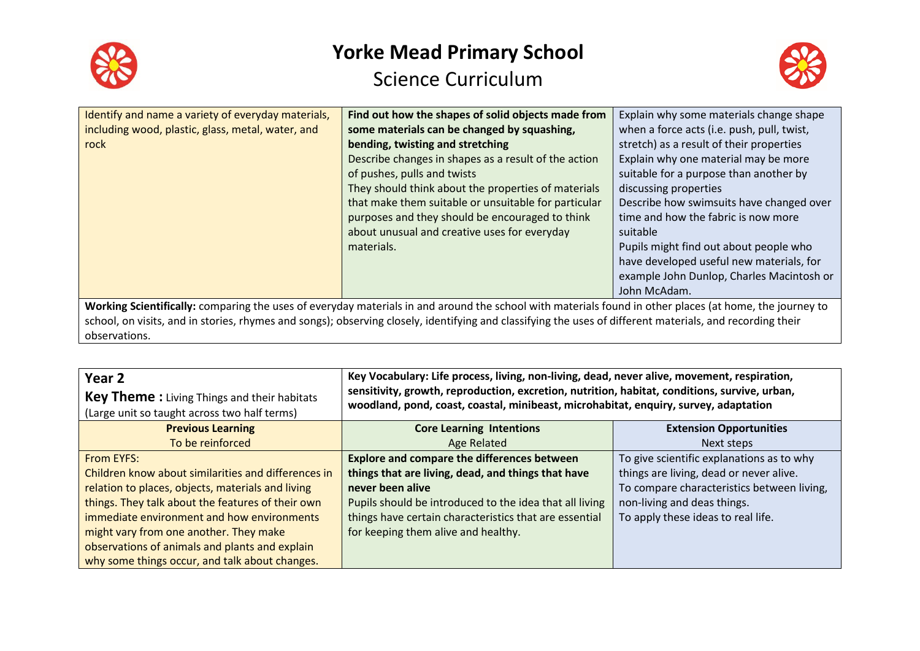| | | |
|---|---|---|
| Identify and name a variety of everyday materials, including wood, plastic, glass, metal, water, and rock | **Find out how the shapes of solid objects made from some materials can be changed by squashing, bending, twisting and stretching**<br>Describe changes in shapes as a result of the action of pushes, pulls and twists<br>They should think about the properties of materials that make them suitable or unsuitable for particular purposes and they should be encouraged to think about unusual and creative uses for everyday materials. | Explain why some materials change shape when a force acts (i.e. push, pull, twist, stretch) as a result of their properties<br>Explain why one material may be more suitable for a purpose than another by discussing properties<br>Describe how swimsuits have changed over time and how the fabric is now more suitable<br>Pupils might find out about people who have developed useful new materials, for example John Dunlop, Charles Macintosh or John McAdam. |
| **Working Scientifically:** comparing the uses of everyday materials in and around the school with materials found in other places (at home, the journey to school, on visits, and in stories, rhymes and songs); observing closely, identifying and classifying the uses of different materials, and recording their observations. | | |

| **Year 2**<br>**Key Theme :** Living Things and their habitats (Large unit so taught across two half terms) | **Key Vocabulary: Life process, living, non-living, dead, never alive, movement, respiration, sensitivity, growth, reproduction, excretion, nutrition, habitat, conditions, survive, urban, woodland, pond, coast, coastal, minibeast, microhabitat, enquiry, survey, adaptation** | |
|---|---|---|
| **Previous Learning**<br>To be reinforced | **Core Learning Intentions**<br>Age Related | **Extension Opportunities**<br>Next steps |
| From EYFS:<br>Children know about similarities and differences in relation to places, objects, materials and living things. They talk about the features of their own immediate environment and how environments might vary from one another. They make observations of animals and plants and explain why some things occur, and talk about changes. | **Explore and compare the differences between things that are living, dead, and things that have never been alive**<br>Pupils should be introduced to the idea that all living things have certain characteristics that are essential for keeping them alive and healthy. | To give scientific explanations as to why things are living, dead or never alive.<br>To compare characteristics between living, non-living and deas things.<br>To apply these ideas to real life. |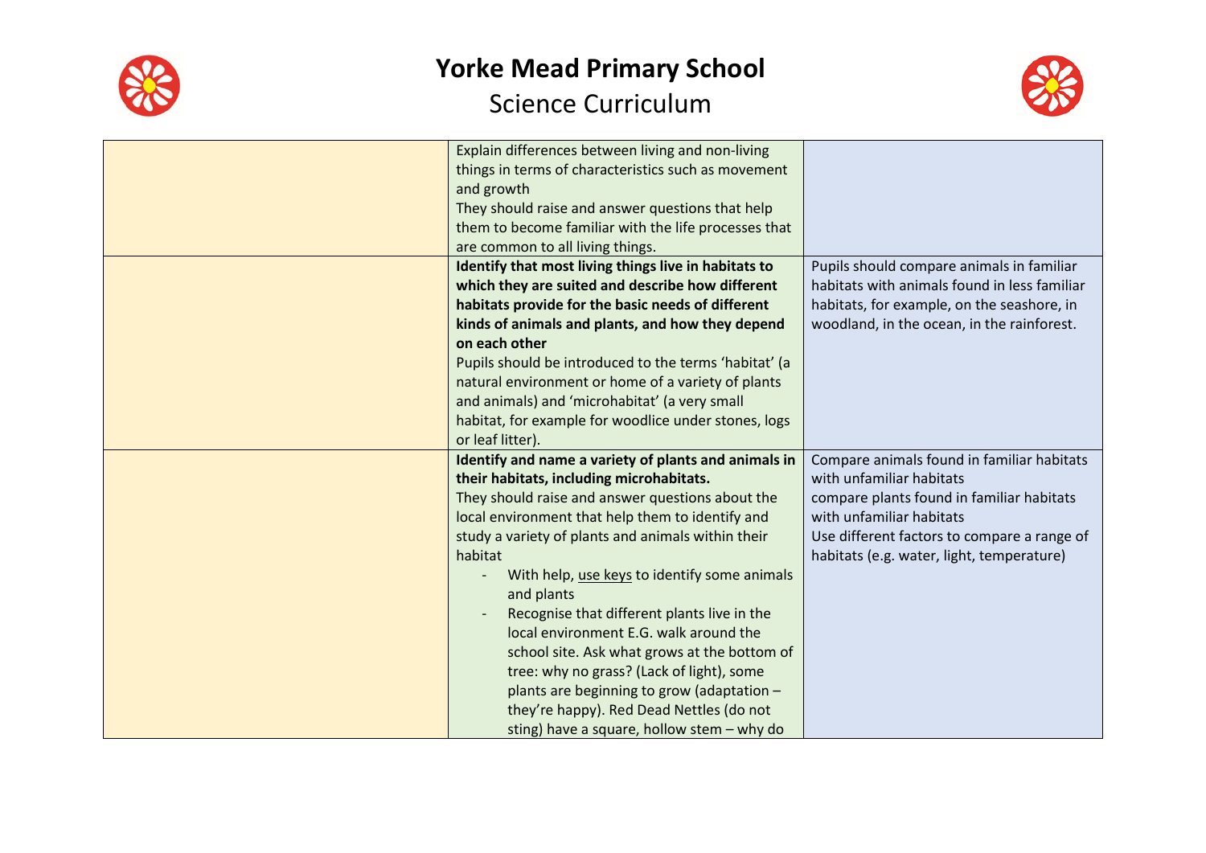# Yorke Mead Primary School

## Science Curriculum

| | | |
|---|---|---|
| | Explain differences between living and non-living things in terms of characteristics such as movement and growth<br>They should raise and answer questions that help them to become familiar with the life processes that are common to all living things. | |
| | **Identify that most living things live in habitats to which they are suited and describe how different habitats provide for the basic needs of different kinds of animals and plants, and how they depend on each other**<br>Pupils should be introduced to the terms 'habitat' (a natural environment or home of a variety of plants and animals) and 'microhabitat' (a very small habitat, for example for woodlice under stones, logs or leaf litter). | Pupils should compare animals in familiar habitats with animals found in less familiar habitats, for example, on the seashore, in woodland, in the ocean, in the rainforest. |
| | **Identify and name a variety of plants and animals in their habitats, including microhabitats.**<br>They should raise and answer questions about the local environment that help them to identify and study a variety of plants and animals within their habitat<br>- With help, use keys to identify some animals and plants<br>- Recognise that different plants live in the local environment E.G. walk around the school site. Ask what grows at the bottom of tree: why no grass? (Lack of light), some plants are beginning to grow (adaptation – they're happy). Red Dead Nettles (do not sting) have a square, hollow stem – why do | Compare animals found in familiar habitats with unfamiliar habitats<br>compare plants found in familiar habitats with unfamiliar habitats<br>Use different factors to compare a range of habitats (e.g. water, light, temperature) |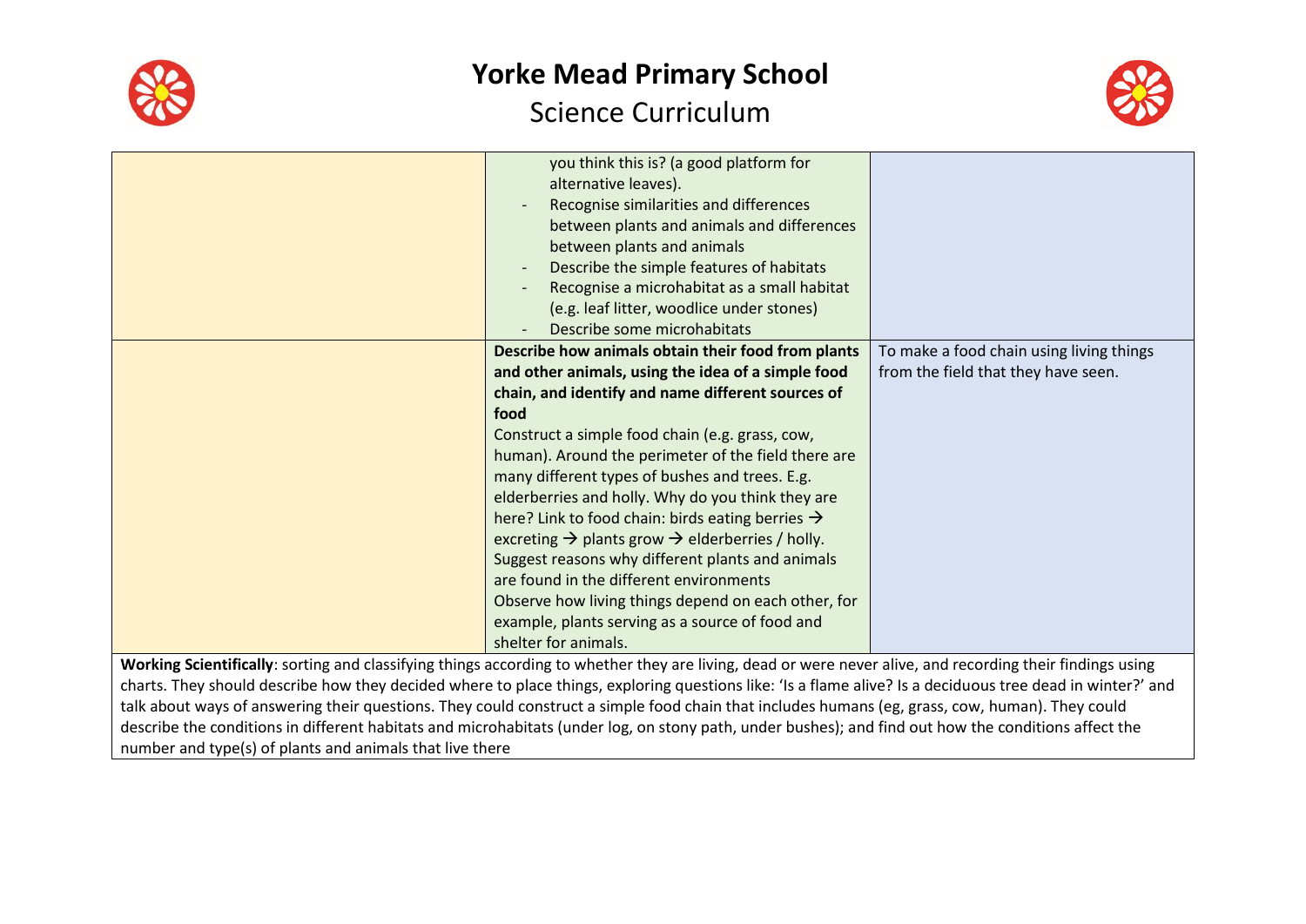# Yorke Mead Primary School

## Science Curriculum

| | | |
|---|---|---|
| | you think this is? (a good platform for alternative leaves).<br>- Recognise similarities and differences between plants and animals and differences between plants and animals<br>- Describe the simple features of habitats<br>- Recognise a microhabitat as a small habitat (e.g. leaf litter, woodlice under stones)<br>- Describe some microhabitats | |
| | **Describe how animals obtain their food from plants and other animals, using the idea of a simple food chain, and identify and name different sources of food**<br>Construct a simple food chain (e.g. grass, cow, human). Around the perimeter of the field there are many different types of bushes and trees. E.g. elderberries and holly. Why do you think they are here? Link to food chain: birds eating berries → excreting → plants grow → elderberries / holly.<br>Suggest reasons why different plants and animals are found in the different environments<br>Observe how living things depend on each other, for example, plants serving as a source of food and shelter for animals. | To make a food chain using living things from the field that they have seen. |

**Working Scientifically**: sorting and classifying things according to whether they are living, dead or were never alive, and recording their findings using charts. They should describe how they decided where to place things, exploring questions like: 'Is a flame alive? Is a deciduous tree dead in winter?' and talk about ways of answering their questions. They could construct a simple food chain that includes humans (eg, grass, cow, human). They could describe the conditions in different habitats and microhabitats (under log, on stony path, under bushes); and find out how the conditions affect the number and type(s) of plants and animals that live there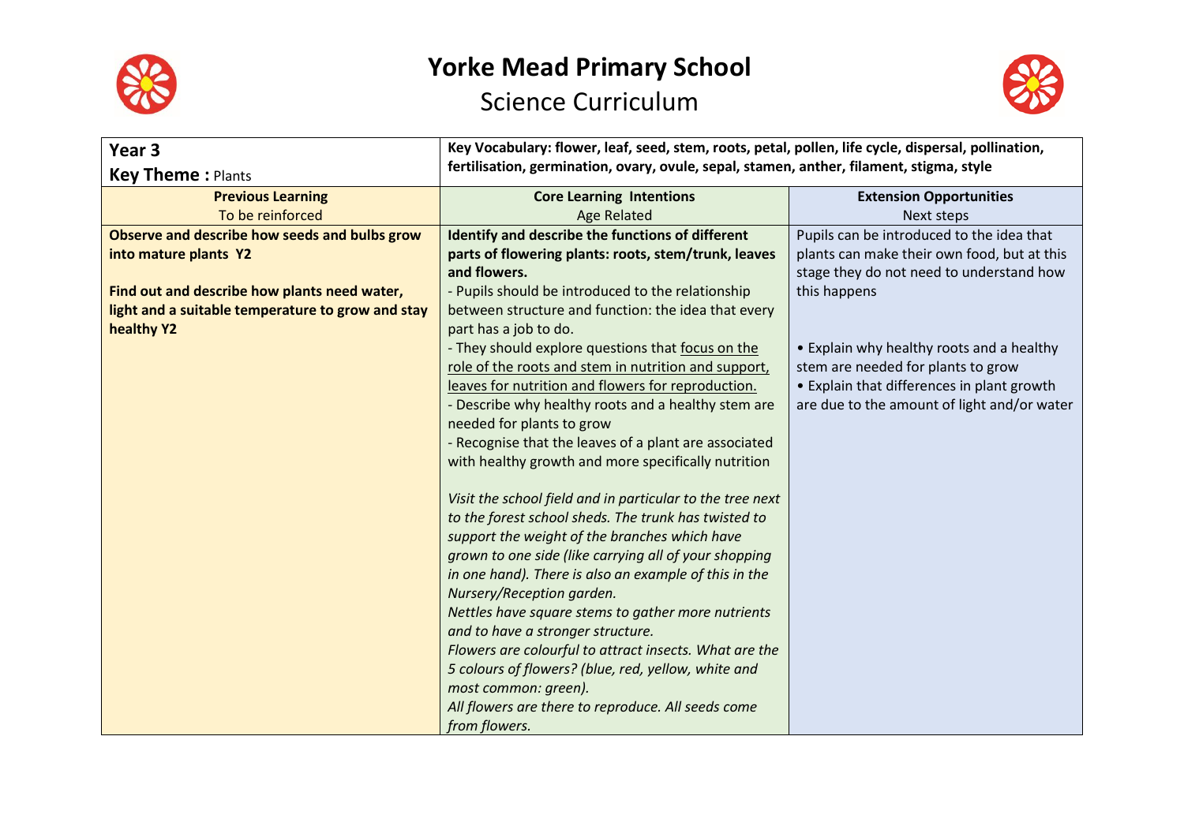# Yorke Mead Primary School

## Science Curriculum

| **Year 3**<br>**Key Theme :** Plants | **Key Vocabulary: flower, leaf, seed, stem, roots, petal, pollen, life cycle, dispersal, pollination, fertilisation, germination, ovary, ovule, sepal, stamen, anther, filament, stigma, style** | |
|---|---|---|
| **Previous Learning**<br>To be reinforced | **Core Learning Intentions**<br>Age Related | **Extension Opportunities**<br>Next steps |
| **Observe and describe how seeds and bulbs grow into mature plants Y2**<br><br>**Find out and describe how plants need water, light and a suitable temperature to grow and stay healthy Y2** | **Identify and describe the functions of different parts of flowering plants: roots, stem/trunk, leaves and flowers.**<br>- Pupils should be introduced to the relationship between structure and function: the idea that every part has a job to do.<br>- They should explore questions that focus on the role of the roots and stem in nutrition and support, leaves for nutrition and flowers for reproduction.<br>- Describe why healthy roots and a healthy stem are needed for plants to grow<br>- Recognise that the leaves of a plant are associated with healthy growth and more specifically nutrition<br><br>*Visit the school field and in particular to the tree next to the forest school sheds. The trunk has twisted to support the weight of the branches which have grown to one side (like carrying all of your shopping in one hand). There is also an example of this in the Nursery/Reception garden.*<br>*Nettles have square stems to gather more nutrients and to have a stronger structure.*<br>*Flowers are colourful to attract insects. What are the 5 colours of flowers? (blue, red, yellow, white and most common: green).*<br>*All flowers are there to reproduce. All seeds come from flowers.* | Pupils can be introduced to the idea that plants can make their own food, but at this stage they do not need to understand how this happens<br><br>• Explain why healthy roots and a healthy stem are needed for plants to grow<br>• Explain that differences in plant growth are due to the amount of light and/or water |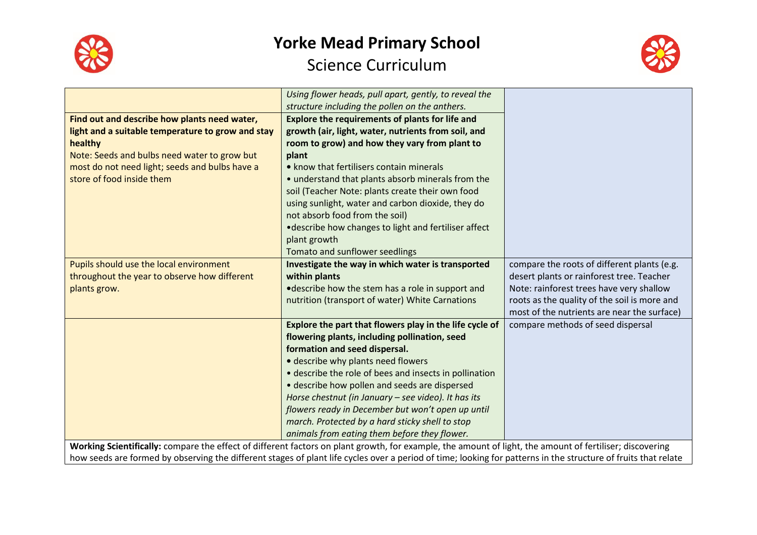# Yorke Mead Primary School

## Science Curriculum

| | | |
|---|---|---|
| | *Using flower heads, pull apart, gently, to reveal the structure including the pollen on the anthers.* | |
| **Find out and describe how plants need water, light and a suitable temperature to grow and stay healthy**<br>Note: Seeds and bulbs need water to grow but most do not need light; seeds and bulbs have a store of food inside them | **Explore the requirements of plants for life and growth (air, light, water, nutrients from soil, and room to grow) and how they vary from plant to plant**<br>• know that fertilisers contain minerals<br>• understand that plants absorb minerals from the soil (Teacher Note: plants create their own food using sunlight, water and carbon dioxide, they do not absorb food from the soil)<br>•describe how changes to light and fertiliser affect plant growth<br>Tomato and sunflower seedlings | |
| Pupils should use the local environment throughout the year to observe how different plants grow. | **Investigate the way in which water is transported within plants**<br>•describe how the stem has a role in support and nutrition (transport of water) White Carnations | compare the roots of different plants (e.g. desert plants or rainforest tree. Teacher Note: rainforest trees have very shallow roots as the quality of the soil is more and most of the nutrients are near the surface) |
| | **Explore the part that flowers play in the life cycle of flowering plants, including pollination, seed formation and seed dispersal.**<br>• describe why plants need flowers<br>• describe the role of bees and insects in pollination<br>• describe how pollen and seeds are dispersed<br>*Horse chestnut (in January – see video). It has its flowers ready in December but won't open up until march. Protected by a hard sticky shell to stop animals from eating them before they flower.* | compare methods of seed dispersal |
| **Working Scientifically:** compare the effect of different factors on plant growth, for example, the amount of light, the amount of fertiliser; discovering how seeds are formed by observing the different stages of plant life cycles over a period of time; looking for patterns in the structure of fruits that relate | | |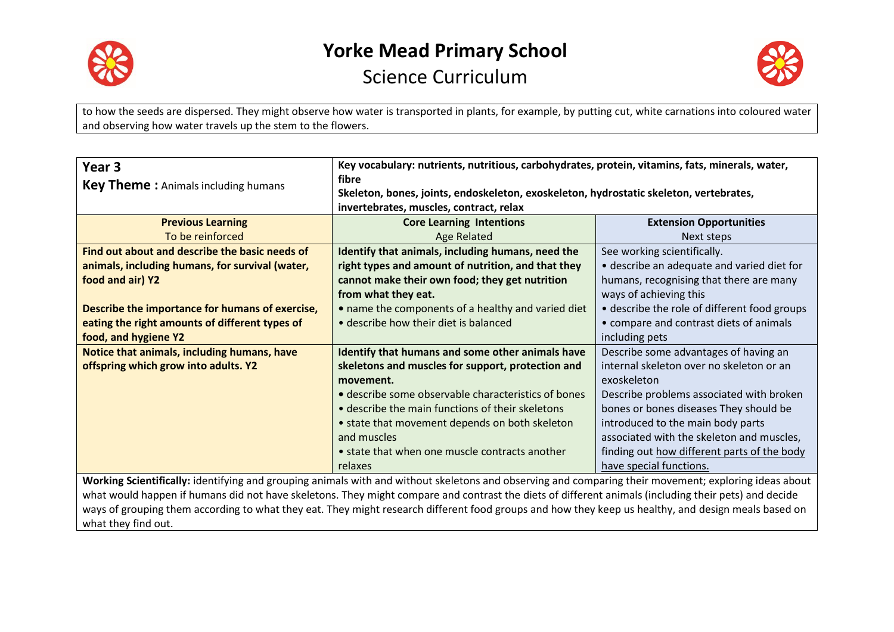to how the seeds are dispersed. They might observe how water is transported in plants, for example, by putting cut, white carnations into coloured water and observing how water travels up the stem to the flowers.

| **Year 3**<br>**Key Theme :** Animals including humans | **Key vocabulary: nutrients, nutritious, carbohydrates, protein, vitamins, fats, minerals, water, fibre**<br>**Skeleton, bones, joints, endoskeleton, exoskeleton, hydrostatic skeleton, vertebrates, invertebrates, muscles, contract, relax** | |
|---|---|---|
| **Previous Learning**<br>To be reinforced | **Core Learning Intentions**<br>Age Related | **Extension Opportunities**<br>Next steps |
| **Find out about and describe the basic needs of animals, including humans, for survival (water, food and air) Y2**<br><br>**Describe the importance for humans of exercise, eating the right amounts of different types of food, and hygiene Y2** | **Identify that animals, including humans, need the right types and amount of nutrition, and that they cannot make their own food; they get nutrition from what they eat.**<br>• name the components of a healthy and varied diet<br>• describe how their diet is balanced | See working scientifically.<br>• describe an adequate and varied diet for humans, recognising that there are many ways of achieving this<br>• describe the role of different food groups<br>• compare and contrast diets of animals including pets |
| **Notice that animals, including humans, have offspring which grow into adults. Y2** | **Identify that humans and some other animals have skeletons and muscles for support, protection and movement.**<br>• describe some observable characteristics of bones<br>• describe the main functions of their skeletons<br>• state that movement depends on both skeleton and muscles<br>• state that when one muscle contracts another relaxes | Describe some advantages of having an internal skeleton over no skeleton or an exoskeleton<br>Describe problems associated with broken bones or bones diseases They should be introduced to the main body parts associated with the skeleton and muscles, finding out how different parts of the body have special functions. |
| **Working Scientifically:** identifying and grouping animals with and without skeletons and observing and comparing their movement; exploring ideas about what would happen if humans did not have skeletons. They might compare and contrast the diets of different animals (including their pets) and decide ways of grouping them according to what they eat. They might research different food groups and how they keep us healthy, and design meals based on what they find out. | | |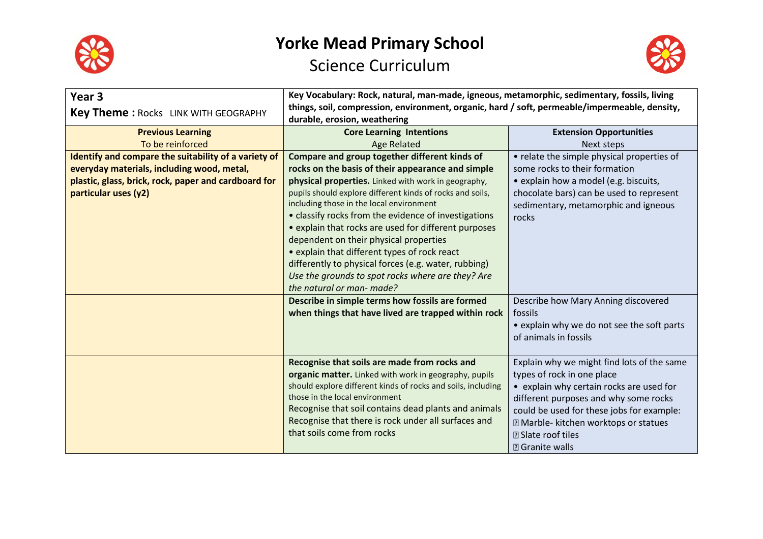# Yorke Mead Primary School

## Science Curriculum

| **Year 3**<br>**Key Theme :** Rocks LINK WITH GEOGRAPHY | **Key Vocabulary: Rock, natural, man-made, igneous, metamorphic, sedimentary, fossils, living things, soil, compression, environment, organic, hard / soft, permeable/impermeable, density, durable, erosion, weathering** | |
|---|---|---|
| **Previous Learning**<br>To be reinforced | **Core Learning Intentions**<br>Age Related | **Extension Opportunities**<br>Next steps |
| **Identify and compare the suitability of a variety of everyday materials, including wood, metal, plastic, glass, brick, rock, paper and cardboard for particular uses (y2)** | **Compare and group together different kinds of rocks on the basis of their appearance and simple physical properties.** Linked with work in geography, pupils should explore different kinds of rocks and soils, including those in the local environment<br>• classify rocks from the evidence of investigations<br>• explain that rocks are used for different purposes dependent on their physical properties<br>• explain that different types of rock react differently to physical forces (e.g. water, rubbing)<br>*Use the grounds to spot rocks where are they? Are the natural or man- made?* | • relate the simple physical properties of some rocks to their formation<br>• explain how a model (e.g. biscuits, chocolate bars) can be used to represent sedimentary, metamorphic and igneous rocks |
| | **Describe in simple terms how fossils are formed when things that have lived are trapped within rock** | Describe how Mary Anning discovered fossils<br>• explain why we do not see the soft parts of animals in fossils |
| | **Recognise that soils are made from rocks and organic matter.** Linked with work in geography, pupils should explore different kinds of rocks and soils, including those in the local environment<br>Recognise that soil contains dead plants and animals<br>Recognise that there is rock under all surfaces and that soils come from rocks | Explain why we might find lots of the same types of rock in one place<br>• explain why certain rocks are used for different purposes and why some rocks could be used for these jobs for example:<br>Marble- kitchen worktops or statues<br>Slate roof tiles<br>Granite walls |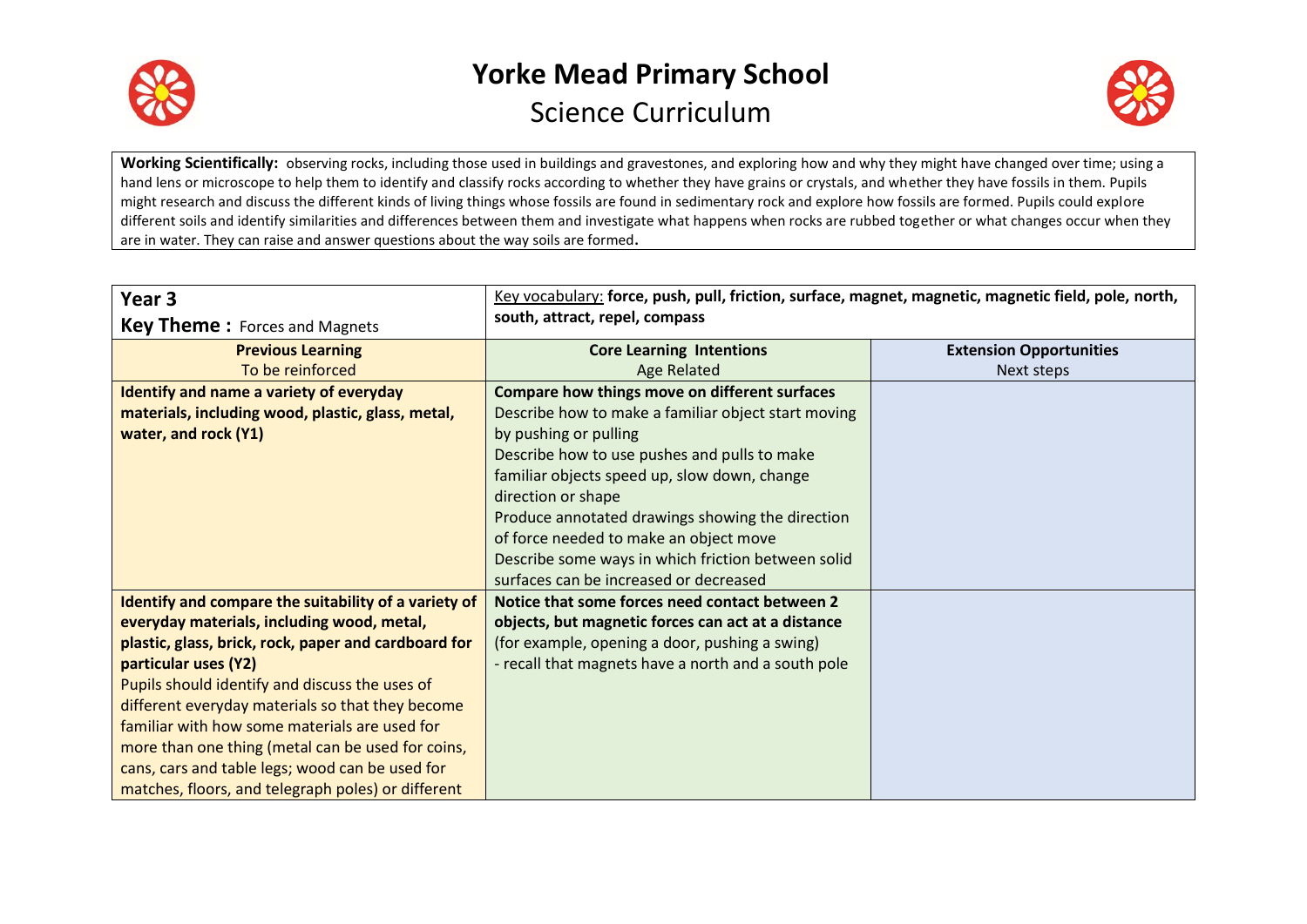# Yorke Mead Primary School

## Science Curriculum

**Working Scientifically:** observing rocks, including those used in buildings and gravestones, and exploring how and why they might have changed over time; using a hand lens or microscope to help them to identify and classify rocks according to whether they have grains or crystals, and whether they have fossils in them. Pupils might research and discuss the different kinds of living things whose fossils are found in sedimentary rock and explore how fossils are formed. Pupils could explore different soils and identify similarities and differences between them and investigate what happens when rocks are rubbed together or what changes occur when they are in water. They can raise and answer questions about the way soils are formed**.**

| **Year 3**<br>**Key Theme :** Forces and Magnets | Key vocabulary: **force, push, pull, friction, surface, magnet, magnetic, magnetic field, pole, north, south, attract, repel, compass** | |
|---|---|---|
| **Previous Learning**<br>To be reinforced | **Core Learning Intentions**<br>Age Related | **Extension Opportunities**<br>Next steps |
| **Identify and name a variety of everyday materials, including wood, plastic, glass, metal, water, and rock (Y1)** | **Compare how things move on different surfaces**<br>Describe how to make a familiar object start moving by pushing or pulling<br>Describe how to use pushes and pulls to make familiar objects speed up, slow down, change direction or shape<br>Produce annotated drawings showing the direction of force needed to make an object move<br>Describe some ways in which friction between solid surfaces can be increased or decreased | |
| **Identify and compare the suitability of a variety of everyday materials, including wood, metal, plastic, glass, brick, rock, paper and cardboard for particular uses (Y2)**<br>Pupils should identify and discuss the uses of different everyday materials so that they become familiar with how some materials are used for more than one thing (metal can be used for coins, cans, cars and table legs; wood can be used for matches, floors, and telegraph poles) or different | **Notice that some forces need contact between 2 objects, but magnetic forces can act at a distance** (for example, opening a door, pushing a swing)<br>- recall that magnets have a north and a south pole | |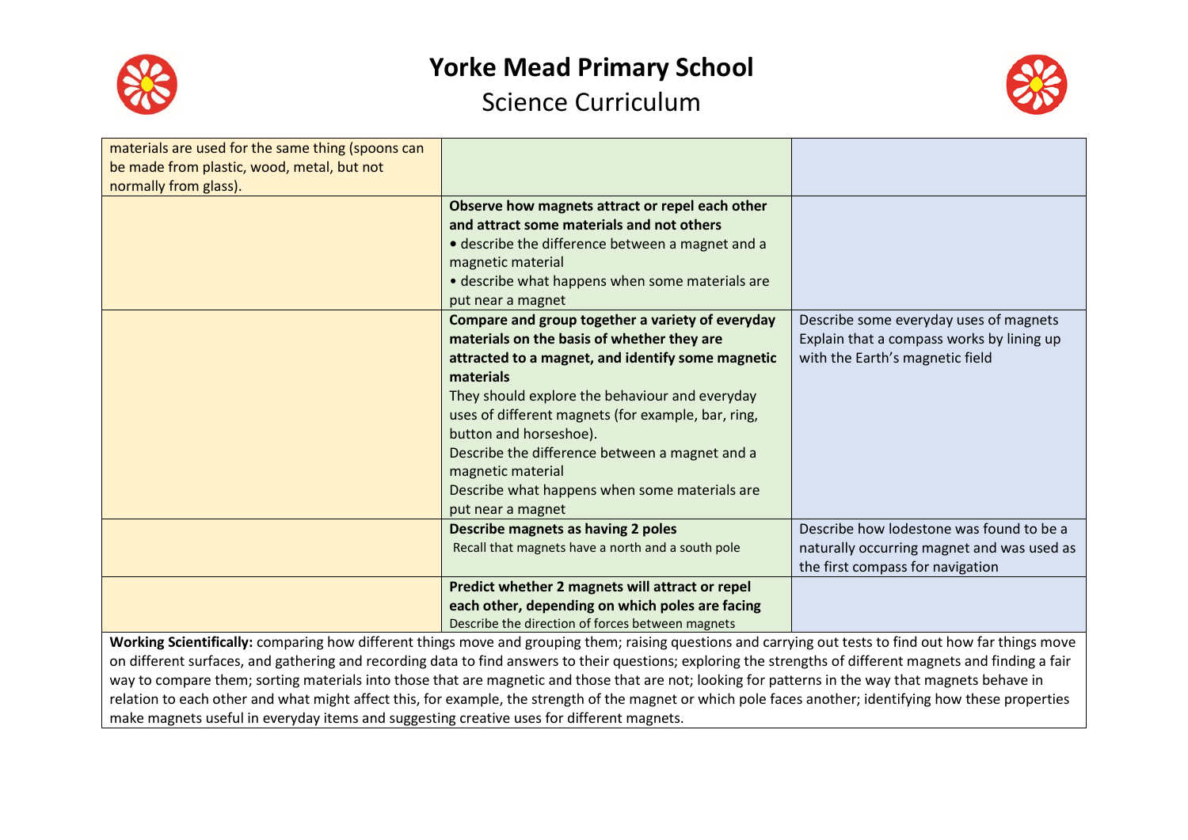# Yorke Mead Primary School

## Science Curriculum

| | | |
|---|---|---|
| materials are used for the same thing (spoons can be made from plastic, wood, metal, but not normally from glass). | | |
| | **Observe how magnets attract or repel each other and attract some materials and not others**<br>• describe the difference between a magnet and a magnetic material<br>• describe what happens when some materials are put near a magnet | |
| | **Compare and group together a variety of everyday materials on the basis of whether they are attracted to a magnet, and identify some magnetic materials**<br>They should explore the behaviour and everyday uses of different magnets (for example, bar, ring, button and horseshoe).<br>Describe the difference between a magnet and a magnetic material<br>Describe what happens when some materials are put near a magnet | Describe some everyday uses of magnets<br>Explain that a compass works by lining up with the Earth's magnetic field |
| | **Describe magnets as having 2 poles**<br>Recall that magnets have a north and a south pole | Describe how lodestone was found to be a naturally occurring magnet and was used as the first compass for navigation |
| | **Predict whether 2 magnets will attract or repel each other, depending on which poles are facing**<br>Describe the direction of forces between magnets | |

**Working Scientifically:** comparing how different things move and grouping them; raising questions and carrying out tests to find out how far things move on different surfaces, and gathering and recording data to find answers to their questions; exploring the strengths of different magnets and finding a fair way to compare them; sorting materials into those that are magnetic and those that are not; looking for patterns in the way that magnets behave in relation to each other and what might affect this, for example, the strength of the magnet or which pole faces another; identifying how these properties make magnets useful in everyday items and suggesting creative uses for different magnets.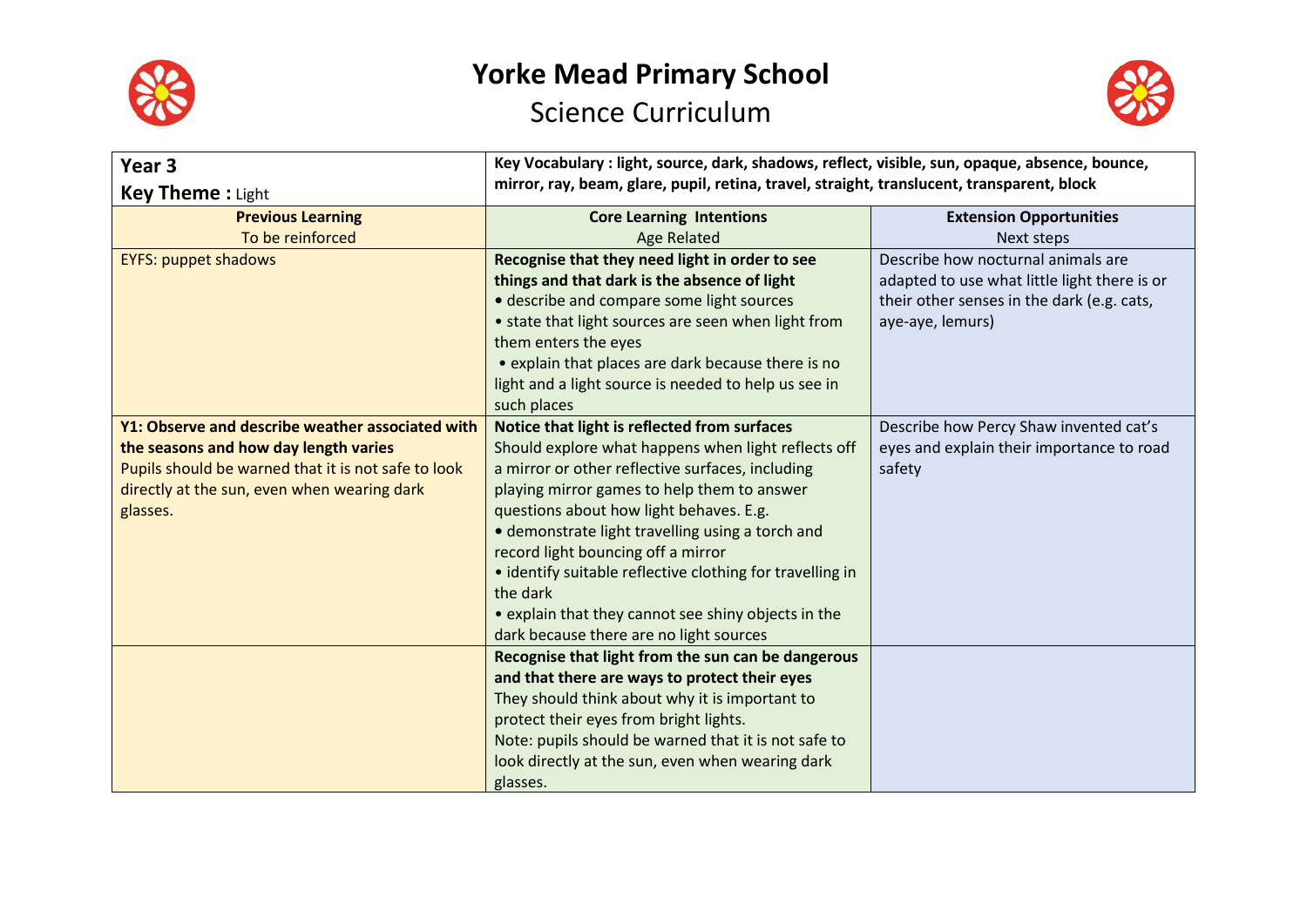# Yorke Mead Primary School

## Science Curriculum

| **Year 3**<br>**Key Theme :** Light | **Key Vocabulary : light, source, dark, shadows, reflect, visible, sun, opaque, absence, bounce, mirror, ray, beam, glare, pupil, retina, travel, straight, translucent, transparent, block** | |
|---|---|---|
| **Previous Learning**<br>To be reinforced | **Core Learning Intentions**<br>Age Related | **Extension Opportunities**<br>Next steps |
| EYFS: puppet shadows | **Recognise that they need light in order to see things and that dark is the absence of light**<br>• describe and compare some light sources<br>• state that light sources are seen when light from them enters the eyes<br>• explain that places are dark because there is no light and a light source is needed to help us see in such places | Describe how nocturnal animals are adapted to use what little light there is or their other senses in the dark (e.g. cats, aye-aye, lemurs) |
| **Y1: Observe and describe weather associated with the seasons and how day length varies**<br>Pupils should be warned that it is not safe to look directly at the sun, even when wearing dark glasses. | **Notice that light is reflected from surfaces**<br>Should explore what happens when light reflects off a mirror or other reflective surfaces, including playing mirror games to help them to answer questions about how light behaves. E.g.<br>• demonstrate light travelling using a torch and record light bouncing off a mirror<br>• identify suitable reflective clothing for travelling in the dark<br>• explain that they cannot see shiny objects in the dark because there are no light sources | Describe how Percy Shaw invented cat's eyes and explain their importance to road safety |
| | **Recognise that light from the sun can be dangerous and that there are ways to protect their eyes**<br>They should think about why it is important to protect their eyes from bright lights.<br>Note: pupils should be warned that it is not safe to look directly at the sun, even when wearing dark glasses. | |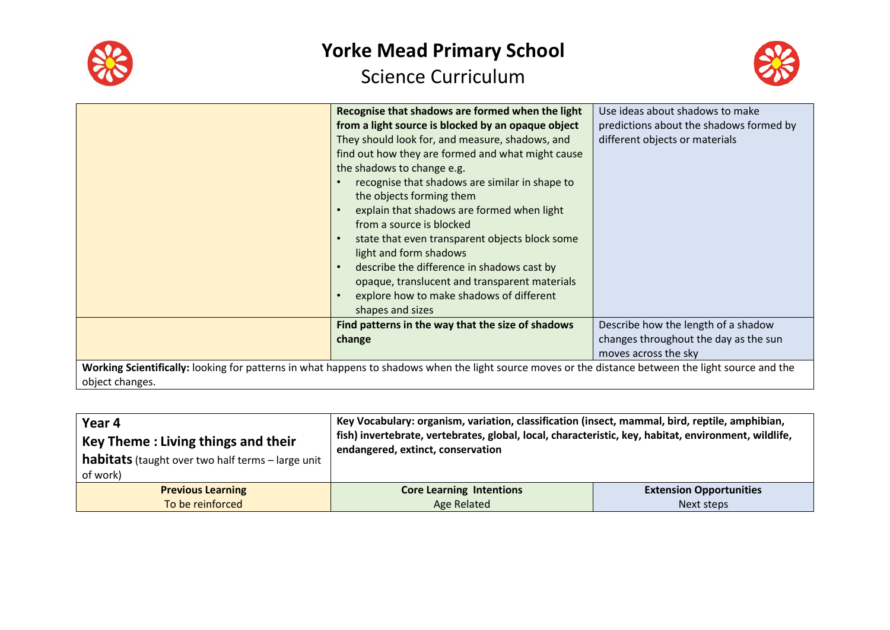# Yorke Mead Primary School

## Science Curriculum

| | | |
|---|---|---|
| | **Recognise that shadows are formed when the light from a light source is blocked by an opaque object**<br>They should look for, and measure, shadows, and find out how they are formed and what might cause the shadows to change e.g.<br>• recognise that shadows are similar in shape to the objects forming them<br>• explain that shadows are formed when light from a source is blocked<br>• state that even transparent objects block some light and form shadows<br>• describe the difference in shadows cast by opaque, translucent and transparent materials<br>• explore how to make shadows of different shapes and sizes | Use ideas about shadows to make predictions about the shadows formed by different objects or materials |
| | **Find patterns in the way that the size of shadows change** | Describe how the length of a shadow changes throughout the day as the sun moves across the sky |
| **Working Scientifically:** looking for patterns in what happens to shadows when the light source moves or the distance between the light source and the object changes. | | |

| **Year 4**<br>**Key Theme : Living things and their habitats** (taught over two half terms – large unit of work) | **Key Vocabulary: organism, variation, classification (insect, mammal, bird, reptile, amphibian, fish) invertebrate, vertebrates, global, local, characteristic, key, habitat, environment, wildlife, endangered, extinct, conservation** | |
|---|---|---|
| **Previous Learning**<br>To be reinforced | **Core Learning Intentions**<br>Age Related | **Extension Opportunities**<br>Next steps |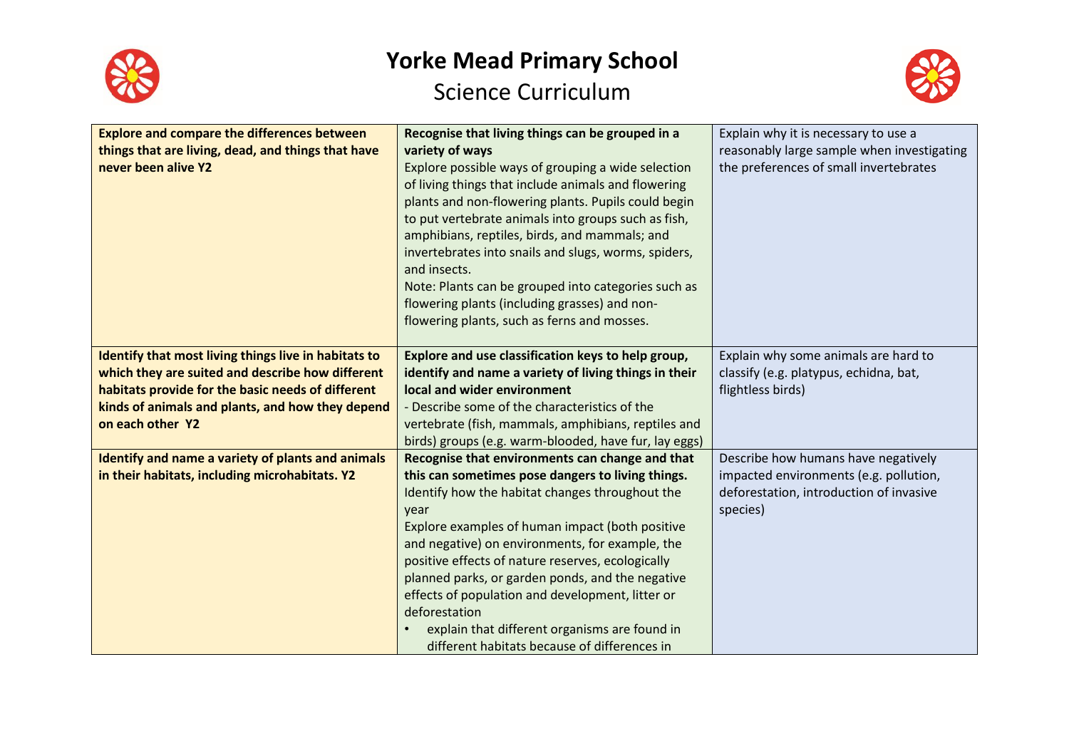# Yorke Mead Primary School

## Science Curriculum

| | | |
|---|---|---|
| **Explore and compare the differences between things that are living, dead, and things that have never been alive Y2** | **Recognise that living things can be grouped in a variety of ways**<br>Explore possible ways of grouping a wide selection of living things that include animals and flowering plants and non-flowering plants. Pupils could begin to put vertebrate animals into groups such as fish, amphibians, reptiles, birds, and mammals; and invertebrates into snails and slugs, worms, spiders, and insects.<br>Note: Plants can be grouped into categories such as flowering plants (including grasses) and non-flowering plants, such as ferns and mosses. | Explain why it is necessary to use a reasonably large sample when investigating the preferences of small invertebrates |
| **Identify that most living things live in habitats to which they are suited and describe how different habitats provide for the basic needs of different kinds of animals and plants, and how they depend on each other Y2** | **Explore and use classification keys to help group, identify and name a variety of living things in their local and wider environment**<br>- Describe some of the characteristics of the vertebrate (fish, mammals, amphibians, reptiles and birds) groups (e.g. warm-blooded, have fur, lay eggs) | Explain why some animals are hard to classify (e.g. platypus, echidna, bat, flightless birds) |
| **Identify and name a variety of plants and animals in their habitats, including microhabitats. Y2** | **Recognise that environments can change and that this can sometimes pose dangers to living things.**<br>Identify how the habitat changes throughout the year<br>Explore examples of human impact (both positive and negative) on environments, for example, the positive effects of nature reserves, ecologically planned parks, or garden ponds, and the negative effects of population and development, litter or deforestation<br>• explain that different organisms are found in different habitats because of differences in | Describe how humans have negatively impacted environments (e.g. pollution, deforestation, introduction of invasive species) |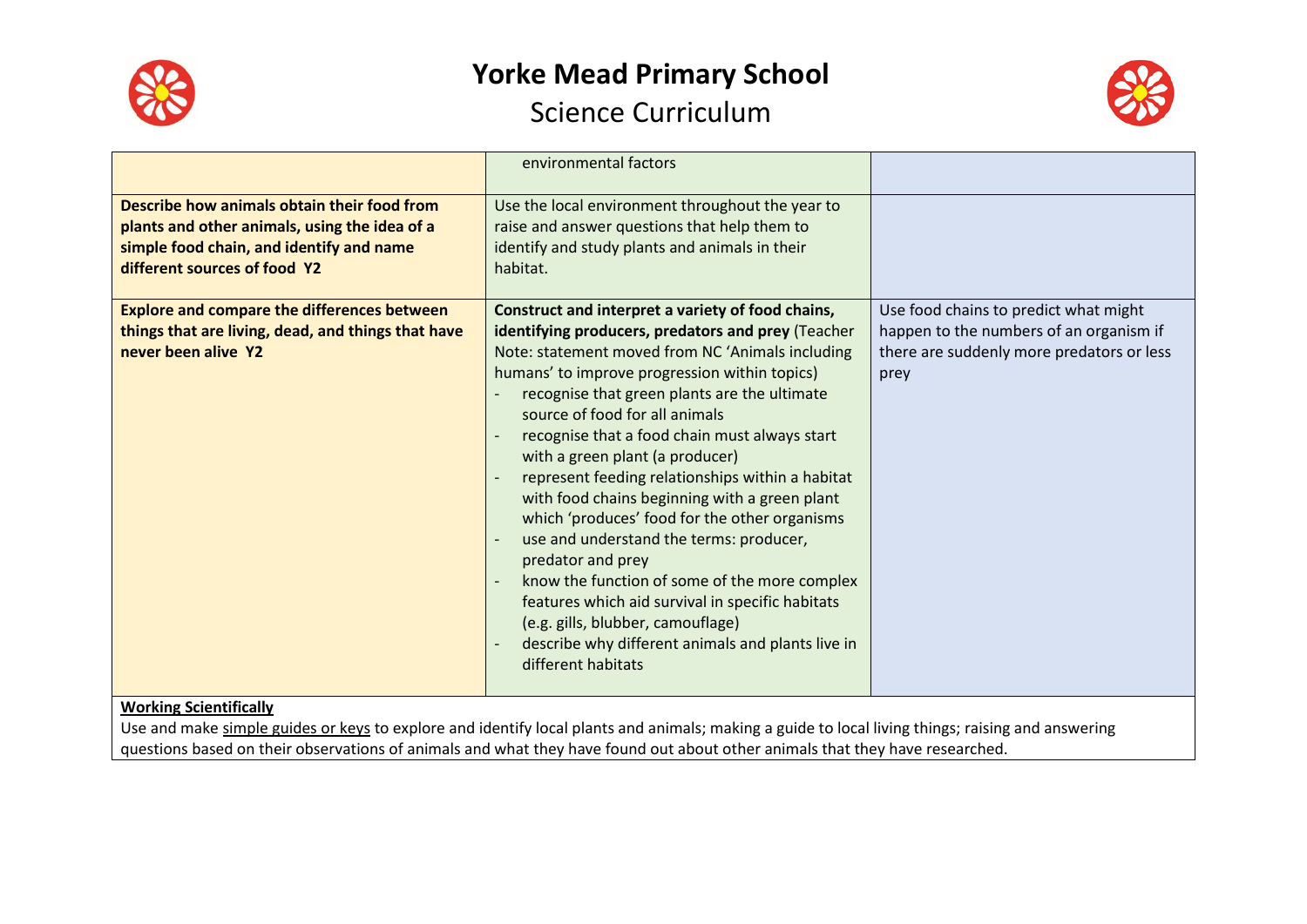# Yorke Mead Primary School

## Science Curriculum

| | | |
|---|---|---|
| | environmental factors | |
| **Describe how animals obtain their food from plants and other animals, using the idea of a simple food chain, and identify and name different sources of food Y2** | Use the local environment throughout the year to raise and answer questions that help them to identify and study plants and animals in their habitat. | |
| **Explore and compare the differences between things that are living, dead, and things that have never been alive Y2** | **Construct and interpret a variety of food chains, identifying producers, predators and prey** (Teacher Note: statement moved from NC 'Animals including humans' to improve progression within topics)<br>- recognise that green plants are the ultimate source of food for all animals<br>- recognise that a food chain must always start with a green plant (a producer)<br>- represent feeding relationships within a habitat with food chains beginning with a green plant which 'produces' food for the other organisms<br>- use and understand the terms: producer, predator and prey<br>- know the function of some of the more complex features which aid survival in specific habitats (e.g. gills, blubber, camouflage)<br>- describe why different animals and plants live in different habitats | Use food chains to predict what might happen to the numbers of an organism if there are suddenly more predators or less prey |

**Working Scientifically**

Use and make simple guides or keys to explore and identify local plants and animals; making a guide to local living things; raising and answering questions based on their observations of animals and what they have found out about other animals that they have researched.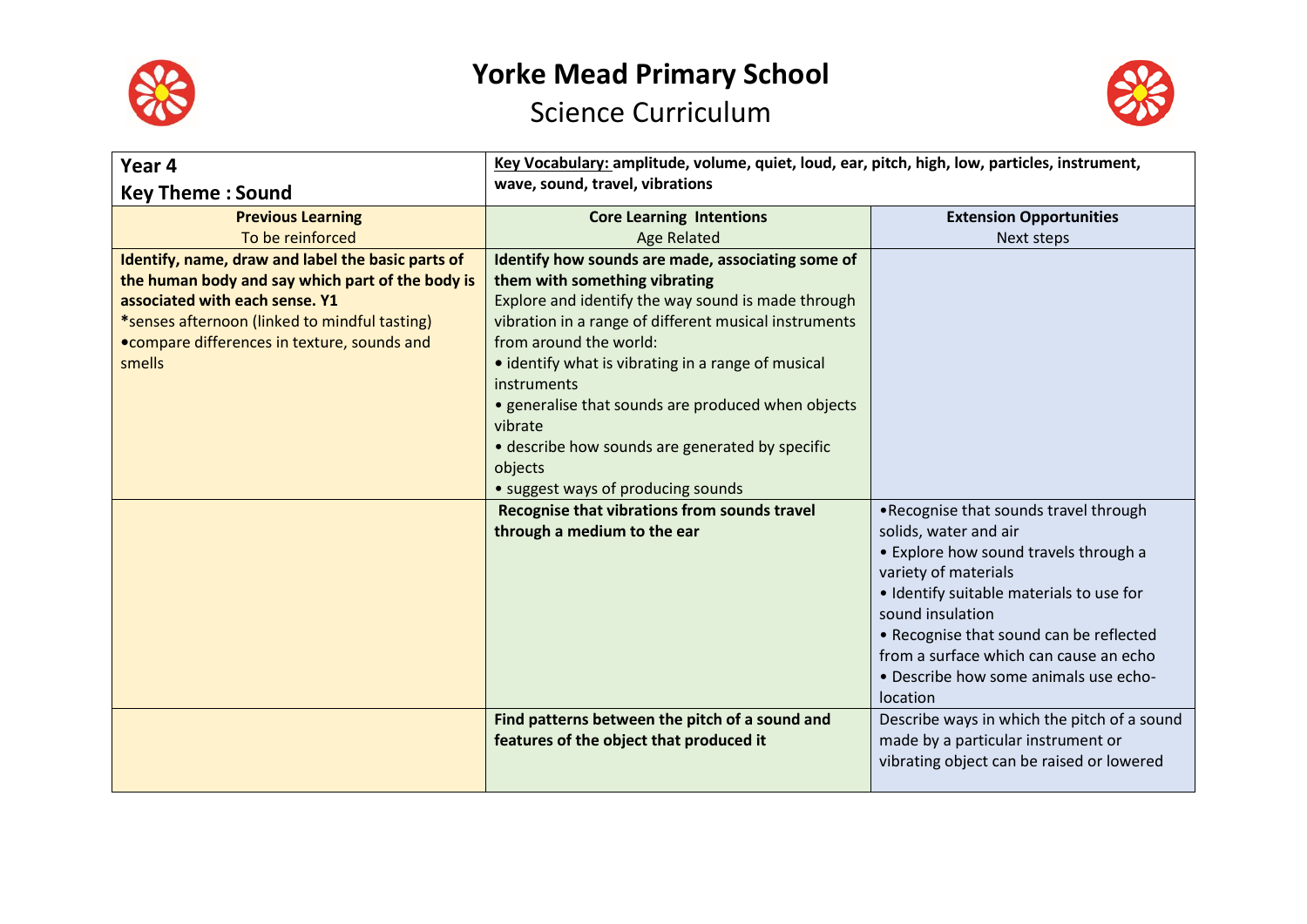# Yorke Mead Primary School

## Science Curriculum

| **Year 4**<br>**Key Theme : Sound** | **Key Vocabulary:** **amplitude, volume, quiet, loud, ear, pitch, high, low, particles, instrument, wave, sound, travel, vibrations** | |
|---|---|---|
| **Previous Learning**<br>To be reinforced | **Core Learning Intentions**<br>Age Related | **Extension Opportunities**<br>Next steps |
| **Identify, name, draw and label the basic parts of the human body and say which part of the body is associated with each sense. Y1**<br>*senses afternoon (linked to mindful tasting)<br>•compare differences in texture, sounds and smells | **Identify how sounds are made, associating some of them with something vibrating**<br>Explore and identify the way sound is made through vibration in a range of different musical instruments from around the world:<br>• identify what is vibrating in a range of musical instruments<br>• generalise that sounds are produced when objects vibrate<br>• describe how sounds are generated by specific objects<br>• suggest ways of producing sounds | |
| | **Recognise that vibrations from sounds travel through a medium to the ear** | •Recognise that sounds travel through solids, water and air<br>• Explore how sound travels through a variety of materials<br>• Identify suitable materials to use for sound insulation<br>• Recognise that sound can be reflected from a surface which can cause an echo<br>• Describe how some animals use echo-location |
| | **Find patterns between the pitch of a sound and features of the object that produced it** | Describe ways in which the pitch of a sound made by a particular instrument or vibrating object can be raised or lowered |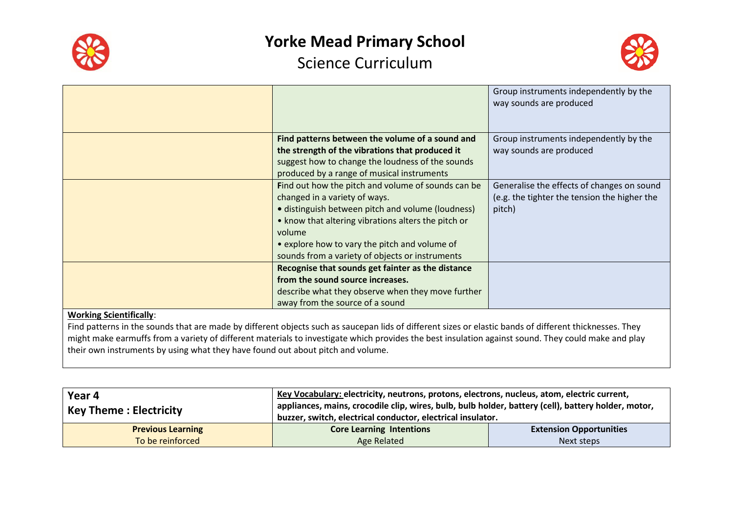| | | |
|---|---|---|
| | | Group instruments independently by the way sounds are produced |
| | **Find patterns between the volume of a sound and the strength of the vibrations that produced it**<br>suggest how to change the loudness of the sounds produced by a range of musical instruments | Group instruments independently by the way sounds are produced |
| | **F**ind out how the pitch and volume of sounds can be changed in a variety of ways.<br>• distinguish between pitch and volume (loudness)<br>• know that altering vibrations alters the pitch or volume<br>• explore how to vary the pitch and volume of sounds from a variety of objects or instruments | Generalise the effects of changes on sound (e.g. the tighter the tension the higher the pitch) |
| | **Recognise that sounds get fainter as the distance from the sound source increases.**<br>describe what they observe when they move further away from the source of a sound | |

**Working Scientifically**:

Find patterns in the sounds that are made by different objects such as saucepan lids of different sizes or elastic bands of different thicknesses. They might make earmuffs from a variety of different materials to investigate which provides the best insulation against sound. They could make and play their own instruments by using what they have found out about pitch and volume.

| **Year 4**<br>**Key Theme : Electricity** | **Key Vocabulary: electricity, neutrons, protons, electrons, nucleus, atom, electric current, appliances, mains, crocodile clip, wires, bulb, bulb holder, battery (cell), battery holder, motor, buzzer, switch, electrical conductor, electrical insulator.** | |
|---|---|---|
| **Previous Learning**<br>To be reinforced | **Core Learning Intentions**<br>Age Related | **Extension Opportunities**<br>Next steps |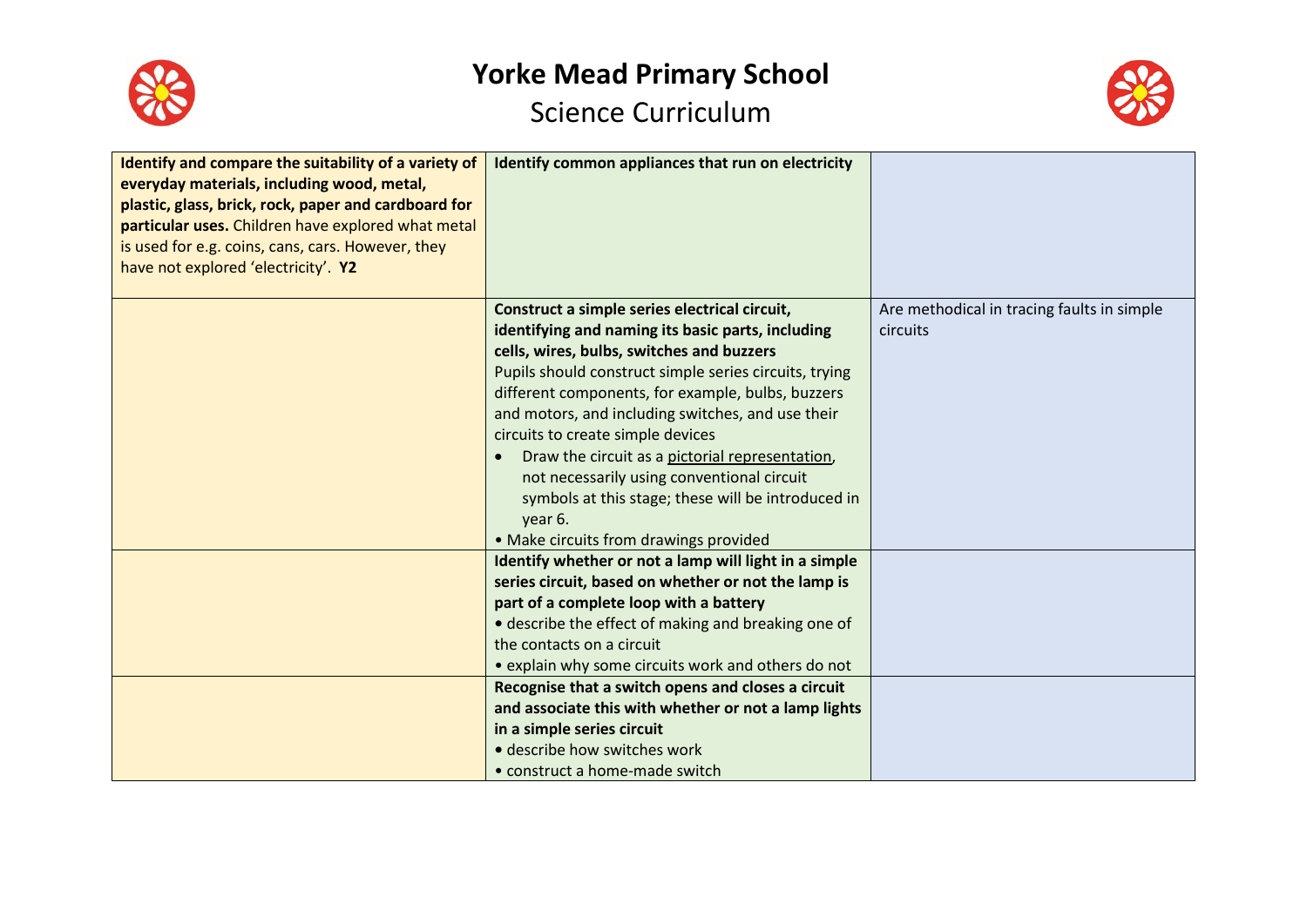# Yorke Mead Primary School

## Science Curriculum

| | | |
|---|---|---|
| **Identify and compare the suitability of a variety of everyday materials, including wood, metal, plastic, glass, brick, rock, paper and cardboard for particular uses.** Children have explored what metal is used for e.g. coins, cans, cars. However, they have not explored 'electricity'. **Y2** | **Identify common appliances that run on electricity** | |
| | **Construct a simple series electrical circuit, identifying and naming its basic parts, including cells, wires, bulbs, switches and buzzers**<br>Pupils should construct simple series circuits, trying different components, for example, bulbs, buzzers and motors, and including switches, and use their circuits to create simple devices<br>• Draw the circuit as a pictorial representation, not necessarily using conventional circuit symbols at this stage; these will be introduced in year 6.<br>• Make circuits from drawings provided | Are methodical in tracing faults in simple circuits |
| | **Identify whether or not a lamp will light in a simple series circuit, based on whether or not the lamp is part of a complete loop with a battery**<br>• describe the effect of making and breaking one of the contacts on a circuit<br>• explain why some circuits work and others do not | |
| | **Recognise that a switch opens and closes a circuit and associate this with whether or not a lamp lights in a simple series circuit**<br>• describe how switches work<br>• construct a home-made switch | |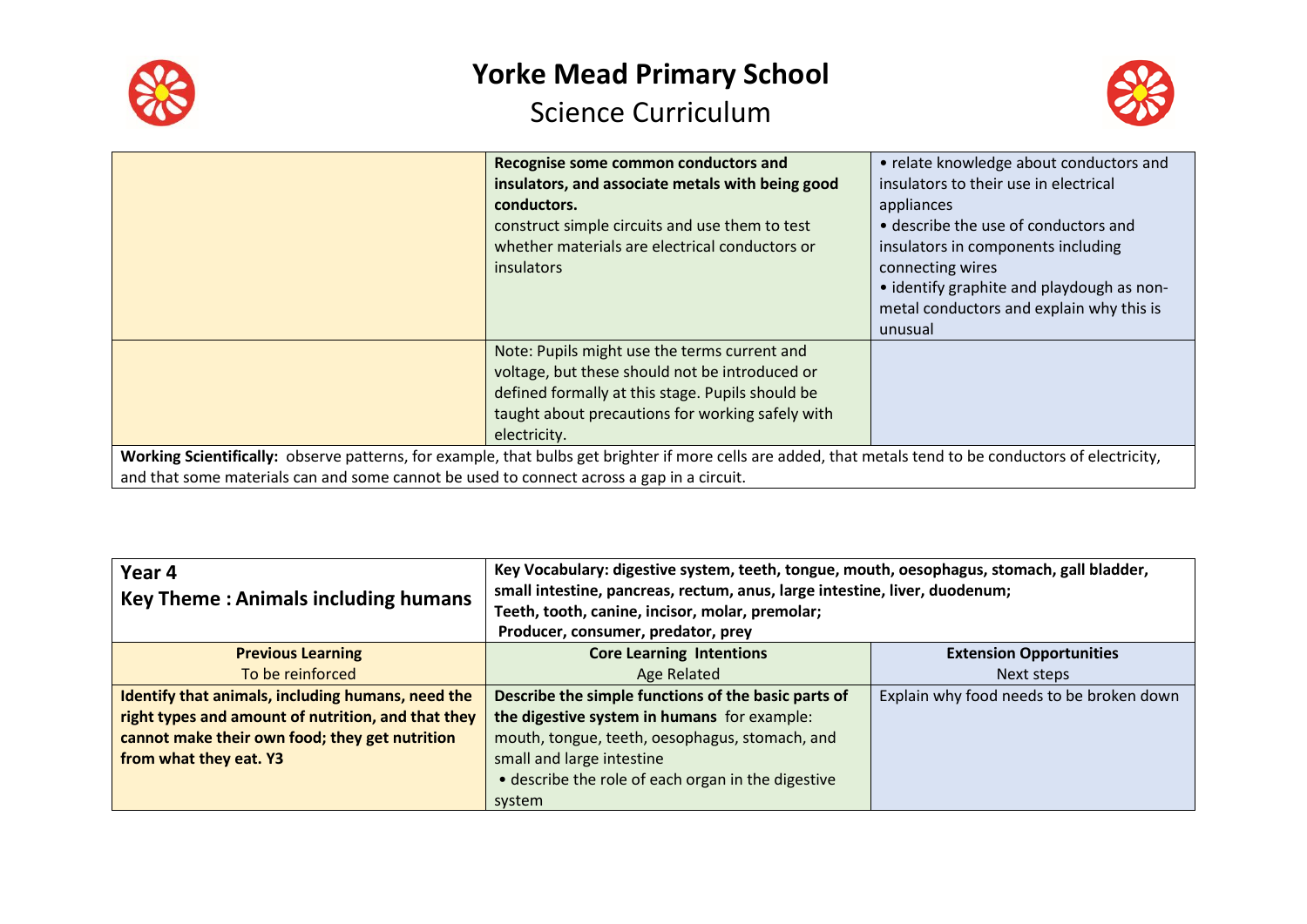# Yorke Mead Primary School

## Science Curriculum

| | | |
|---|---|---|
| | **Recognise some common conductors and insulators, and associate metals with being good conductors.** construct simple circuits and use them to test whether materials are electrical conductors or insulators | • relate knowledge about conductors and insulators to their use in electrical appliances • describe the use of conductors and insulators in components including connecting wires • identify graphite and playdough as non-metal conductors and explain why this is unusual |
| | Note: Pupils might use the terms current and voltage, but these should not be introduced or defined formally at this stage. Pupils should be taught about precautions for working safely with electricity. | |
| **Working Scientifically:** observe patterns, for example, that bulbs get brighter if more cells are added, that metals tend to be conductors of electricity, and that some materials can and some cannot be used to connect across a gap in a circuit. | | |

| **Year 4** **Key Theme : Animals including humans** | **Key Vocabulary: digestive system, teeth, tongue, mouth, oesophagus, stomach, gall bladder, small intestine, pancreas, rectum, anus, large intestine, liver, duodenum; Teeth, tooth, canine, incisor, molar, premolar; Producer, consumer, predator, prey** | |
|---|---|---|
| **Previous Learning** To be reinforced | **Core Learning Intentions** Age Related | **Extension Opportunities** Next steps |
| **Identify that animals, including humans, need the right types and amount of nutrition, and that they cannot make their own food; they get nutrition from what they eat. Y3** | **Describe the simple functions of the basic parts of the digestive system in humans** for example: mouth, tongue, teeth, oesophagus, stomach, and small and large intestine • describe the role of each organ in the digestive system | Explain why food needs to be broken down |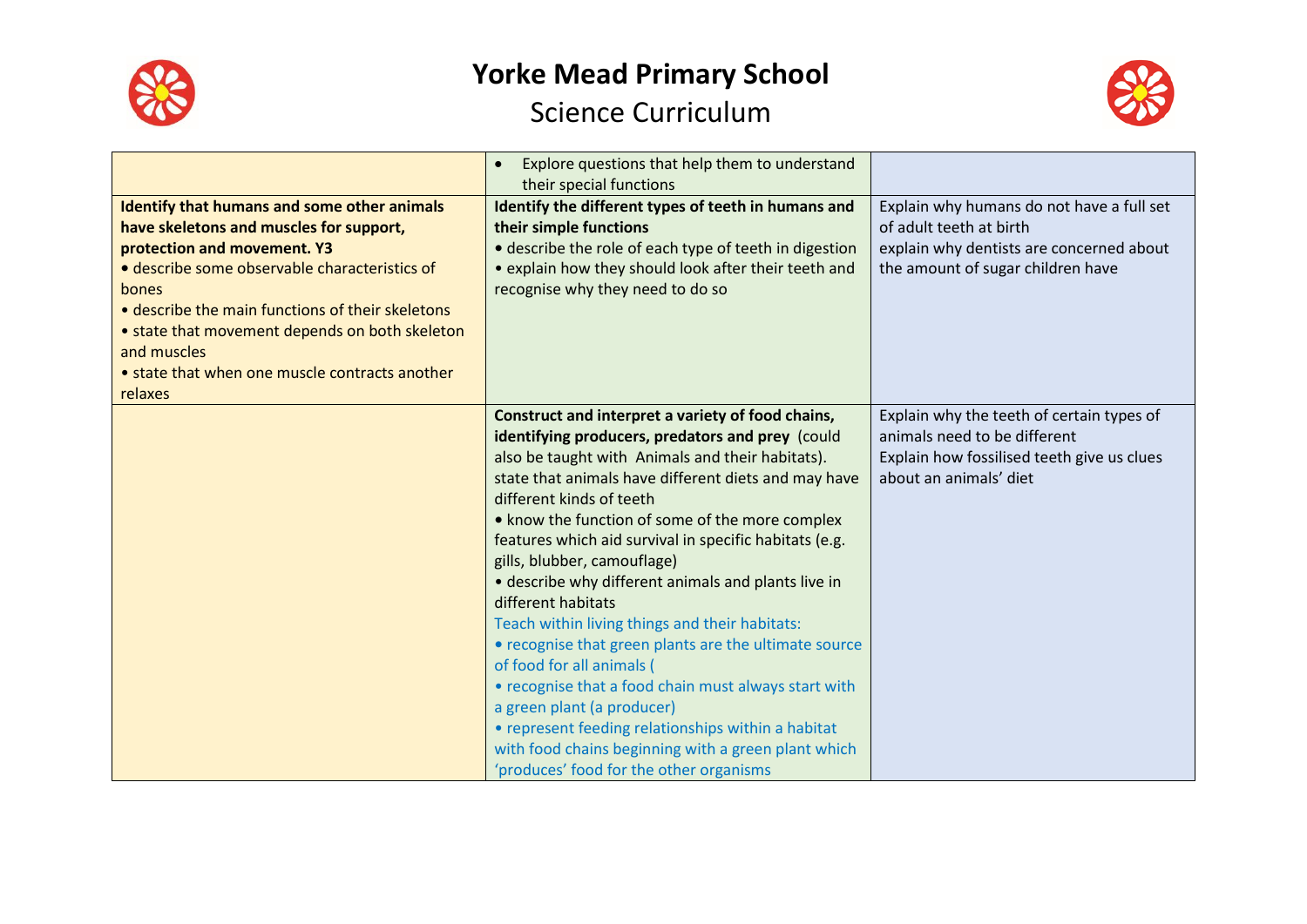# Yorke Mead Primary School

## Science Curriculum

| | | |
|---|---|---|
| | • Explore questions that help them to understand their special functions | |
| **Identify that humans and some other animals have skeletons and muscles for support, protection and movement. Y3**<br>• describe some observable characteristics of bones<br>• describe the main functions of their skeletons<br>• state that movement depends on both skeleton and muscles<br>• state that when one muscle contracts another relaxes | **Identify the different types of teeth in humans and their simple functions**<br>• describe the role of each type of teeth in digestion<br>• explain how they should look after their teeth and recognise why they need to do so | Explain why humans do not have a full set of adult teeth at birth<br>explain why dentists are concerned about the amount of sugar children have |
| | **Construct and interpret a variety of food chains, identifying producers, predators and prey** (could also be taught with Animals and their habitats).<br>state that animals have different diets and may have different kinds of teeth<br>• know the function of some of the more complex features which aid survival in specific habitats (e.g. gills, blubber, camouflage)<br>• describe why different animals and plants live in different habitats<br>Teach within living things and their habitats:<br>• recognise that green plants are the ultimate source of food for all animals (<br>• recognise that a food chain must always start with a green plant (a producer)<br>• represent feeding relationships within a habitat with food chains beginning with a green plant which 'produces' food for the other organisms | Explain why the teeth of certain types of animals need to be different<br>Explain how fossilised teeth give us clues about an animals' diet |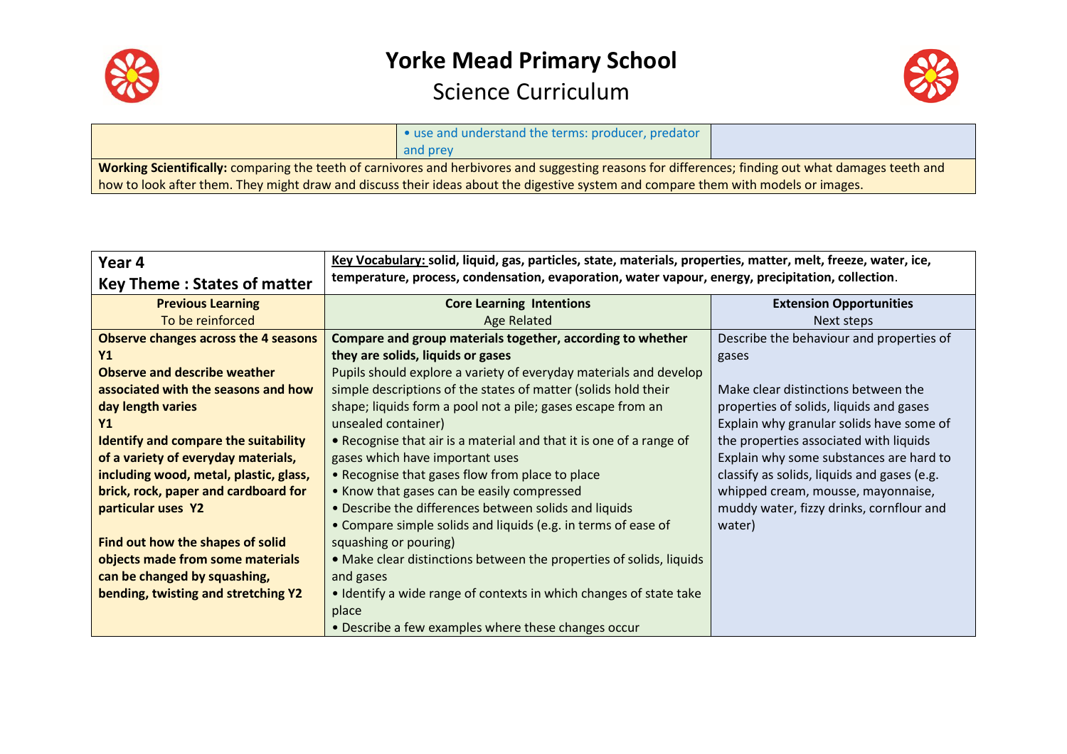| | • use and understand the terms: producer, predator and prey | |
|---|---|---|
| **Working Scientifically:** comparing the teeth of carnivores and herbivores and suggesting reasons for differences; finding out what damages teeth and how to look after them. They might draw and discuss their ideas about the digestive system and compare them with models or images. | | |

| **Year 4**<br>**Key Theme : States of matter** | **Key Vocabulary: solid, liquid, gas, particles, state, materials, properties, matter, melt, freeze, water, ice, temperature, process, condensation, evaporation, water vapour, energy, precipitation, collection**. | |
|---|---|---|
| **Previous Learning**<br>To be reinforced | **Core Learning Intentions**<br>Age Related | **Extension Opportunities**<br>Next steps |
| **Observe changes across the 4 seasons Y1**<br>**Observe and describe weather associated with the seasons and how day length varies Y1**<br>**Identify and compare the suitability of a variety of everyday materials, including wood, metal, plastic, glass, brick, rock, paper and cardboard for particular uses Y2**<br><br>**Find out how the shapes of solid objects made from some materials can be changed by squashing, bending, twisting and stretching Y2** | **Compare and group materials together, according to whether they are solids, liquids or gases**<br>Pupils should explore a variety of everyday materials and develop simple descriptions of the states of matter (solids hold their shape; liquids form a pool not a pile; gases escape from an unsealed container)<br>• Recognise that air is a material and that it is one of a range of gases which have important uses<br>• Recognise that gases flow from place to place<br>• Know that gases can be easily compressed<br>• Describe the differences between solids and liquids<br>• Compare simple solids and liquids (e.g. in terms of ease of squashing or pouring)<br>• Make clear distinctions between the properties of solids, liquids and gases<br>• Identify a wide range of contexts in which changes of state take place<br>• Describe a few examples where these changes occur | Describe the behaviour and properties of gases<br><br>Make clear distinctions between the properties of solids, liquids and gases<br>Explain why granular solids have some of the properties associated with liquids<br>Explain why some substances are hard to classify as solids, liquids and gases (e.g. whipped cream, mousse, mayonnaise, muddy water, fizzy drinks, cornflour and water) |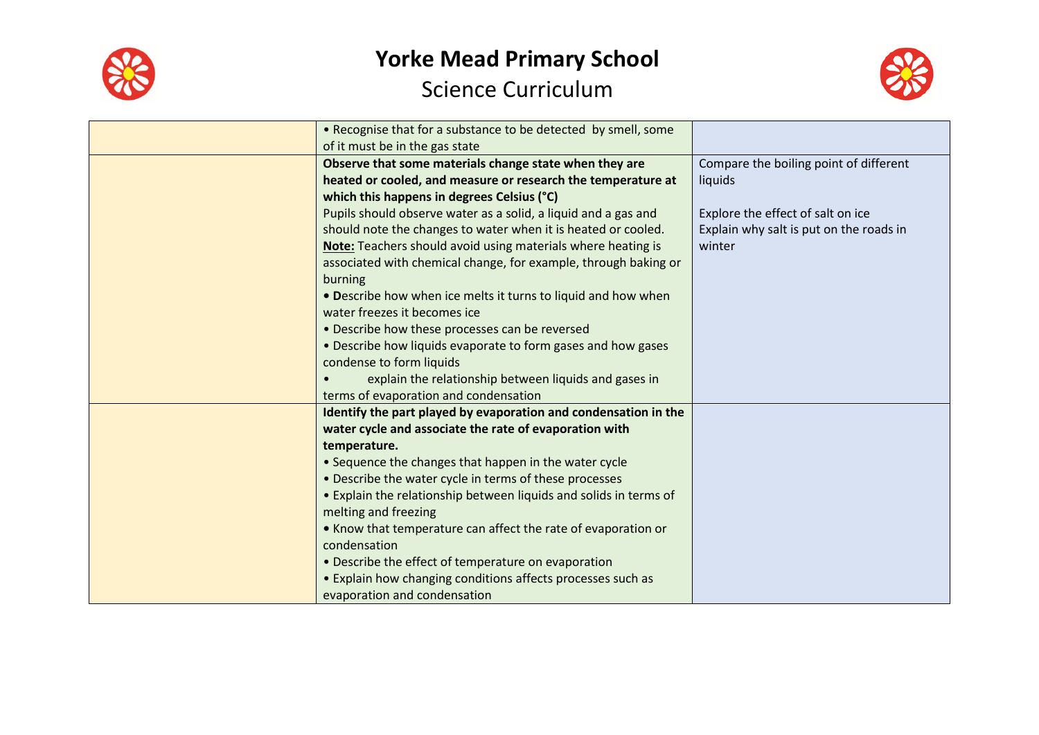# Yorke Mead Primary School

## Science Curriculum

| | | |
|---|---|---|
| | • Recognise that for a substance to be detected by smell, some of it must be in the gas state | |
| | **Observe that some materials change state when they are heated or cooled, and measure or research the temperature at which this happens in degrees Celsius (°C)**<br>Pupils should observe water as a solid, a liquid and a gas and should note the changes to water when it is heated or cooled.<br>**Note:** Teachers should avoid using materials where heating is associated with chemical change, for example, through baking or burning<br>• **D**escribe how when ice melts it turns to liquid and how when water freezes it becomes ice<br>• Describe how these processes can be reversed<br>• Describe how liquids evaporate to form gases and how gases condense to form liquids<br>• explain the relationship between liquids and gases in terms of evaporation and condensation | Compare the boiling point of different liquids<br><br>Explore the effect of salt on ice<br>Explain why salt is put on the roads in winter |
| | **Identify the part played by evaporation and condensation in the water cycle and associate the rate of evaporation with temperature.**<br>• Sequence the changes that happen in the water cycle<br>• Describe the water cycle in terms of these processes<br>• Explain the relationship between liquids and solids in terms of melting and freezing<br>• Know that temperature can affect the rate of evaporation or condensation<br>• Describe the effect of temperature on evaporation<br>• Explain how changing conditions affects processes such as evaporation and condensation | |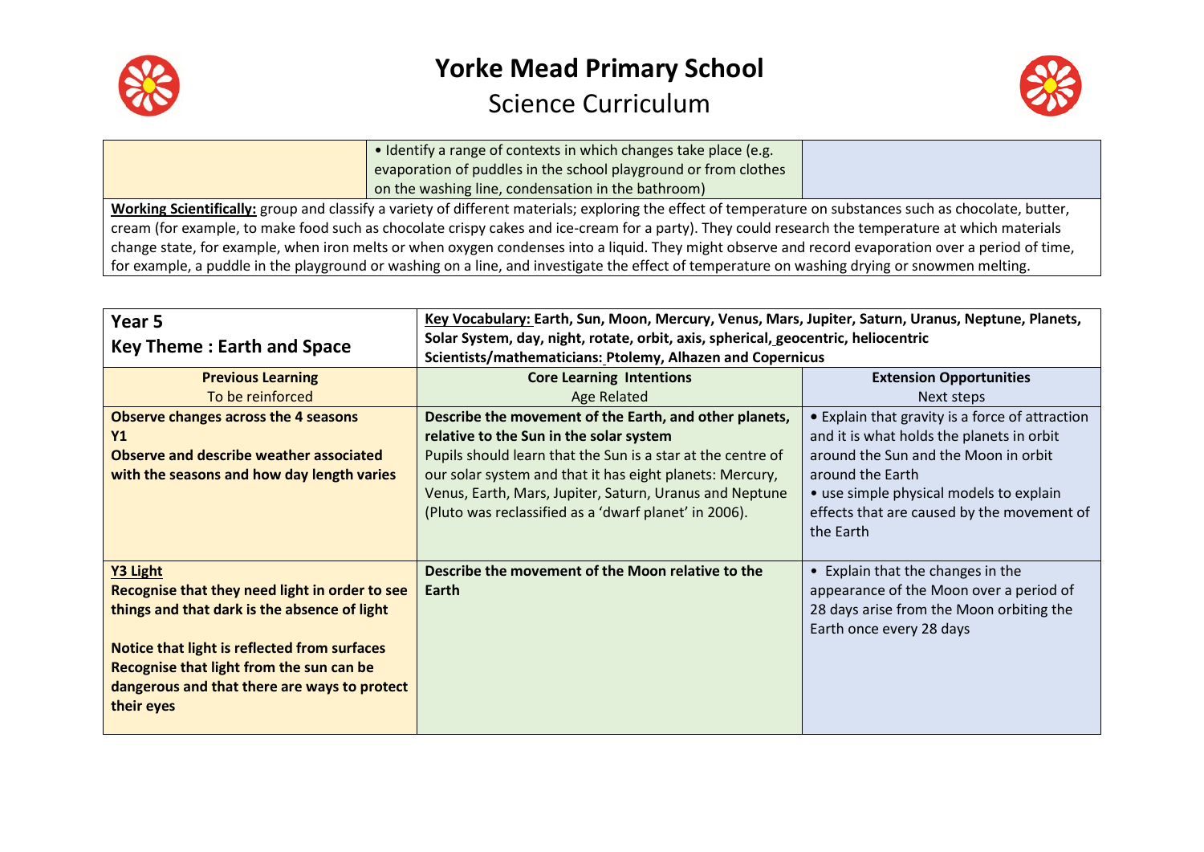# Yorke Mead Primary School

## Science Curriculum

| | | |
|---|---|---|
| | • Identify a range of contexts in which changes take place (e.g. evaporation of puddles in the school playground or from clothes on the washing line, condensation in the bathroom) | |

**Working Scientifically:** group and classify a variety of different materials; exploring the effect of temperature on substances such as chocolate, butter, cream (for example, to make food such as chocolate crispy cakes and ice-cream for a party). They could research the temperature at which materials change state, for example, when iron melts or when oxygen condenses into a liquid. They might observe and record evaporation over a period of time, for example, a puddle in the playground or washing on a line, and investigate the effect of temperature on washing drying or snowmen melting.

| **Year 5**<br>**Key Theme : Earth and Space** | **Key Vocabulary: Earth, Sun, Moon, Mercury, Venus, Mars, Jupiter, Saturn, Uranus, Neptune, Planets, Solar System, day, night, rotate, orbit, axis, spherical, geocentric, heliocentric**<br>**Scientists/mathematicians: Ptolemy, Alhazen and Copernicus** | |
|---|---|---|
| **Previous Learning**<br>To be reinforced | **Core Learning Intentions**<br>Age Related | **Extension Opportunities**<br>Next steps |
| **Observe changes across the 4 seasons**<br>**Y1**<br>**Observe and describe weather associated with the seasons and how day length varies** | **Describe the movement of the Earth, and other planets, relative to the Sun in the solar system**<br>Pupils should learn that the Sun is a star at the centre of our solar system and that it has eight planets: Mercury, Venus, Earth, Mars, Jupiter, Saturn, Uranus and Neptune (Pluto was reclassified as a 'dwarf planet' in 2006). | • Explain that gravity is a force of attraction and it is what holds the planets in orbit around the Sun and the Moon in orbit around the Earth<br>• use simple physical models to explain effects that are caused by the movement of the Earth |
| **Y3 Light**<br>**Recognise that they need light in order to see things and that dark is the absence of light**<br><br>**Notice that light is reflected from surfaces**<br>**Recognise that light from the sun can be dangerous and that there are ways to protect their eyes** | **Describe the movement of the Moon relative to the Earth** | • Explain that the changes in the appearance of the Moon over a period of 28 days arise from the Moon orbiting the Earth once every 28 days |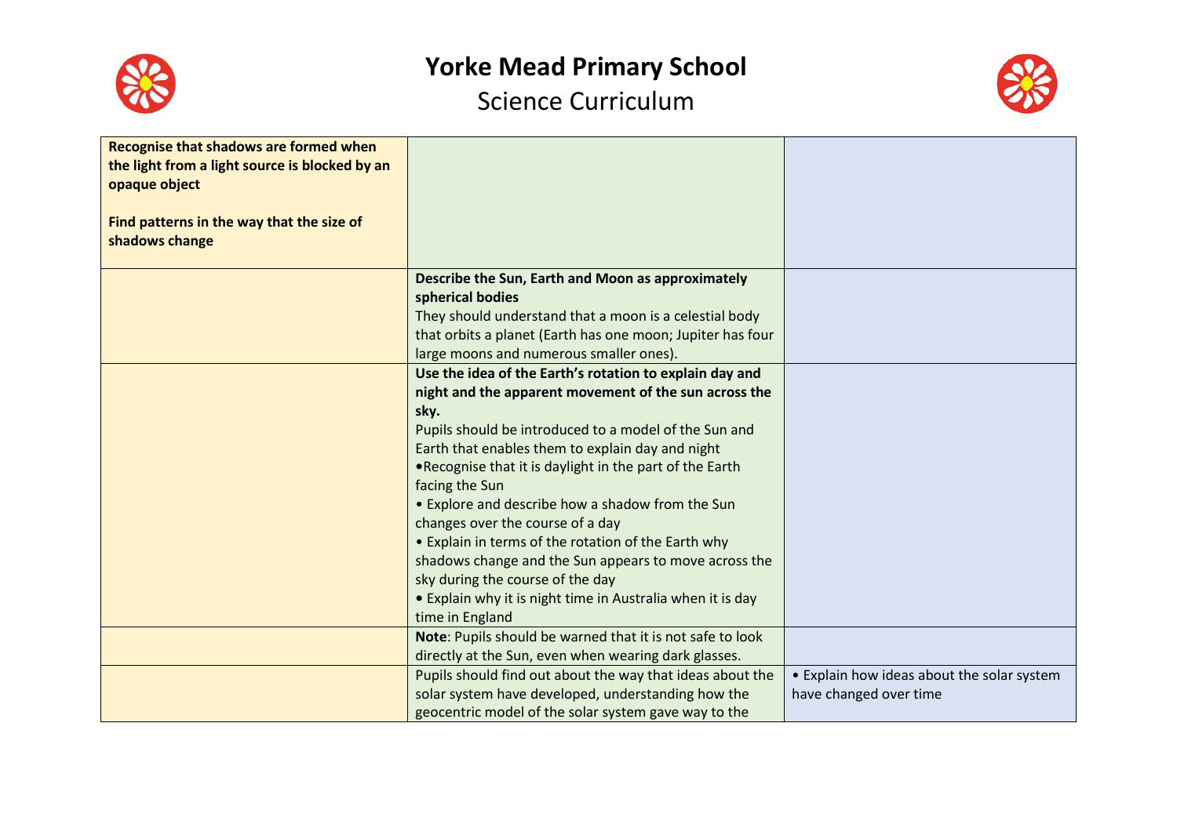# Yorke Mead Primary School

## Science Curriculum

| | | |
|---|---|---|
| **Recognise that shadows are formed when the light from a light source is blocked by an opaque object**<br><br>**Find patterns in the way that the size of shadows change** | | |
| | **Describe the Sun, Earth and Moon as approximately spherical bodies**<br>They should understand that a moon is a celestial body that orbits a planet (Earth has one moon; Jupiter has four large moons and numerous smaller ones). | |
| | **Use the idea of the Earth's rotation to explain day and night and the apparent movement of the sun across the sky.**<br>Pupils should be introduced to a model of the Sun and Earth that enables them to explain day and night<br>•Recognise that it is daylight in the part of the Earth facing the Sun<br>• Explore and describe how a shadow from the Sun changes over the course of a day<br>• Explain in terms of the rotation of the Earth why shadows change and the Sun appears to move across the sky during the course of the day<br>• Explain why it is night time in Australia when it is day time in England | |
| | **Note**: Pupils should be warned that it is not safe to look directly at the Sun, even when wearing dark glasses. | |
| | Pupils should find out about the way that ideas about the solar system have developed, understanding how the geocentric model of the solar system gave way to the | • Explain how ideas about the solar system have changed over time |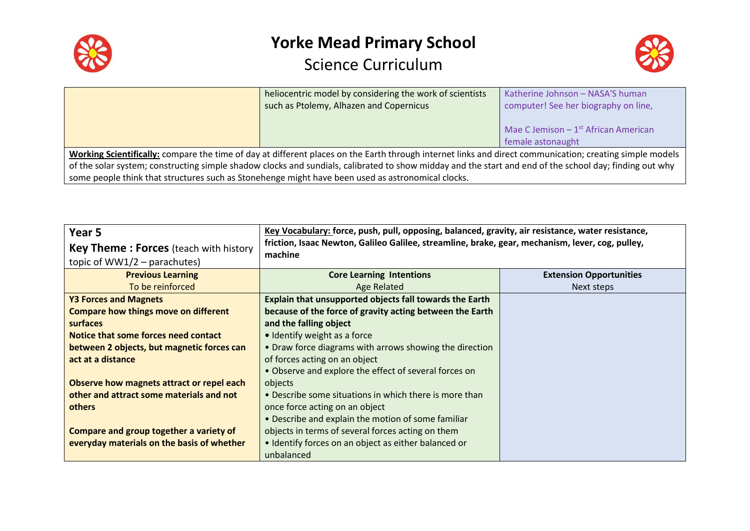# Yorke Mead Primary School

## Science Curriculum

| | | |
|---|---|---|
| | heliocentric model by considering the work of scientists such as Ptolemy, Alhazen and Copernicus | Katherine Johnson – NASA'S human computer! See her biography on line,<br><br>Mae C Jemison – 1st African American female astonaught |
| **Working Scientifically:** compare the time of day at different places on the Earth through internet links and direct communication; creating simple models of the solar system; constructing simple shadow clocks and sundials, calibrated to show midday and the start and end of the school day; finding out why some people think that structures such as Stonehenge might have been used as astronomical clocks. | | |

| **Year 5**<br>**Key Theme : Forces** (teach with history topic of WW1/2 – parachutes) | **Key Vocabulary:** **force, push, pull, opposing, balanced, gravity, air resistance, water resistance, friction, Isaac Newton, Galileo Galilee, streamline, brake, gear, mechanism, lever, cog, pulley, machine** | |
|---|---|---|
| **Previous Learning**<br>To be reinforced | **Core Learning Intentions**<br>Age Related | **Extension Opportunities**<br>Next steps |
| **Y3 Forces and Magnets**<br>**Compare how things move on different surfaces**<br>**Notice that some forces need contact between 2 objects, but magnetic forces can act at a distance**<br><br>**Observe how magnets attract or repel each other and attract some materials and not others**<br><br>**Compare and group together a variety of everyday materials on the basis of whether** | **Explain that unsupported objects fall towards the Earth because of the force of gravity acting between the Earth and the falling object**<br>• Identify weight as a force<br>• Draw force diagrams with arrows showing the direction of forces acting on an object<br>• Observe and explore the effect of several forces on objects<br>• Describe some situations in which there is more than once force acting on an object<br>• Describe and explain the motion of some familiar objects in terms of several forces acting on them<br>• Identify forces on an object as either balanced or unbalanced | |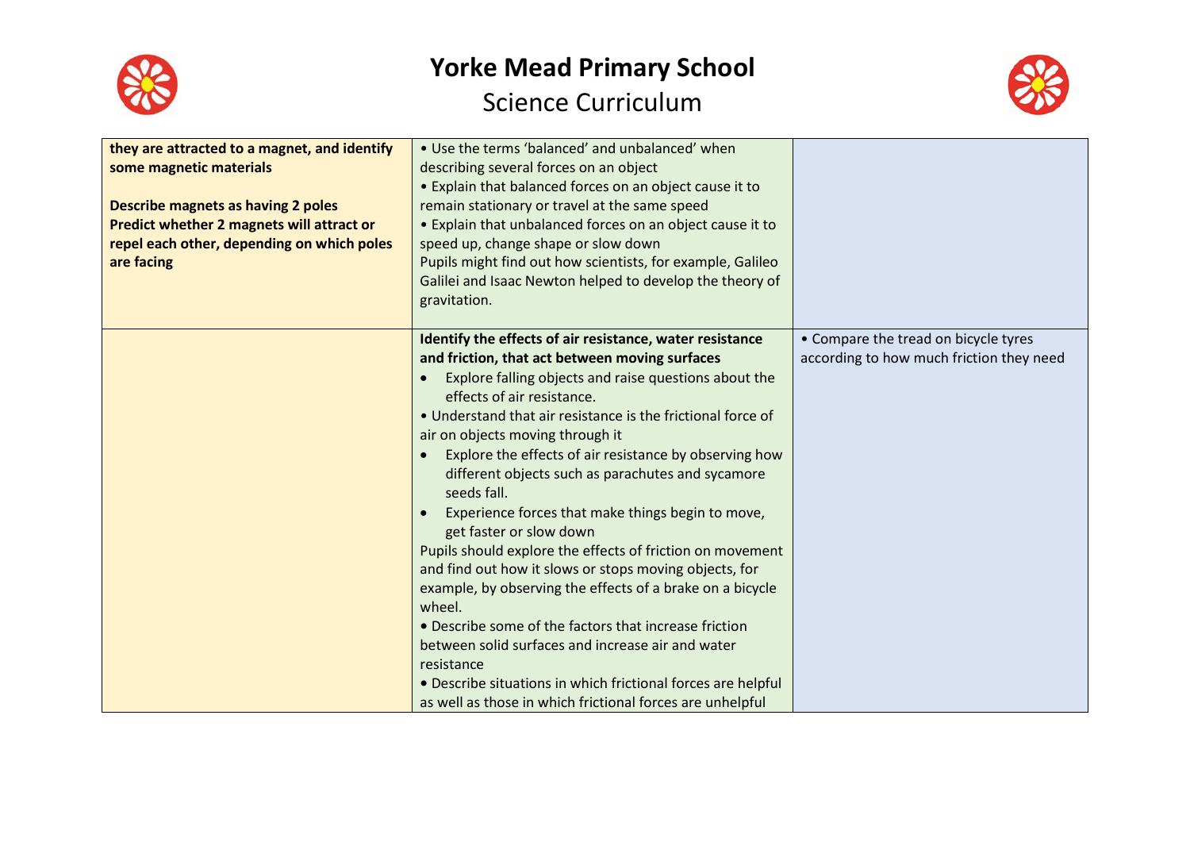| | | |
|---|---|---|
| **they are attracted to a magnet, and identify some magnetic materials**<br><br>**Describe magnets as having 2 poles**<br>**Predict whether 2 magnets will attract or repel each other, depending on which poles are facing** | • Use the terms 'balanced' and unbalanced' when describing several forces on an object<br>• Explain that balanced forces on an object cause it to remain stationary or travel at the same speed<br>• Explain that unbalanced forces on an object cause it to speed up, change shape or slow down<br>Pupils might find out how scientists, for example, Galileo Galilei and Isaac Newton helped to develop the theory of gravitation. | |
| | **Identify the effects of air resistance, water resistance and friction, that act between moving surfaces**<br>• Explore falling objects and raise questions about the effects of air resistance.<br>• Understand that air resistance is the frictional force of air on objects moving through it<br>• Explore the effects of air resistance by observing how different objects such as parachutes and sycamore seeds fall.<br>• Experience forces that make things begin to move, get faster or slow down<br>Pupils should explore the effects of friction on movement and find out how it slows or stops moving objects, for example, by observing the effects of a brake on a bicycle wheel.<br>• Describe some of the factors that increase friction between solid surfaces and increase air and water resistance<br>• Describe situations in which frictional forces are helpful as well as those in which frictional forces are unhelpful | • Compare the tread on bicycle tyres according to how much friction they need |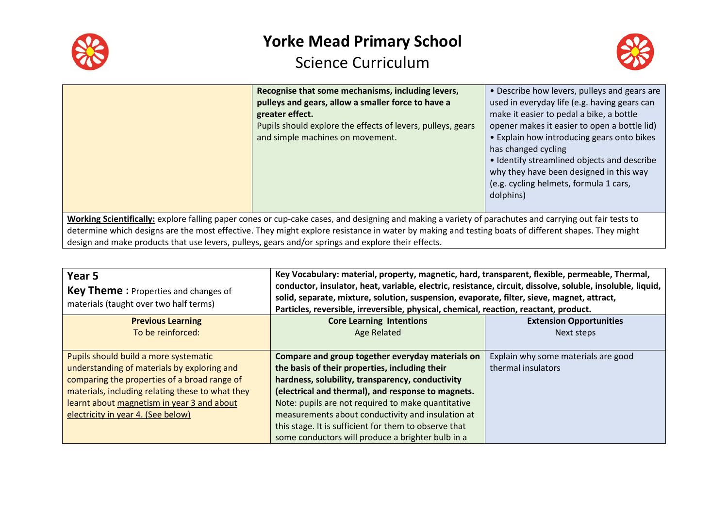| | | |
|---|---|---|
| | **Recognise that some mechanisms, including levers, pulleys and gears, allow a smaller force to have a greater effect.** Pupils should explore the effects of levers, pulleys, gears and simple machines on movement. | • Describe how levers, pulleys and gears are used in everyday life (e.g. having gears can make it easier to pedal a bike, a bottle opener makes it easier to open a bottle lid) • Explain how introducing gears onto bikes has changed cycling • Identify streamlined objects and describe why they have been designed in this way (e.g. cycling helmets, formula 1 cars, dolphins) |
| **Working Scientifically:** explore falling paper cones or cup-cake cases, and designing and making a variety of parachutes and carrying out fair tests to determine which designs are the most effective. They might explore resistance in water by making and testing boats of different shapes. They might design and make products that use levers, pulleys, gears and/or springs and explore their effects. | | |

| **Year 5** **Key Theme :** Properties and changes of materials (taught over two half terms) | **Key Vocabulary: material, property, magnetic, hard, transparent, flexible, permeable, Thermal, conductor, insulator, heat, variable, electric, resistance, circuit, dissolve, soluble, insoluble, liquid, solid, separate, mixture, solution, suspension, evaporate, filter, sieve, magnet, attract, Particles, reversible, irreversible, physical, chemical, reaction, reactant, product.** | |
|---|---|---|
| **Previous Learning** To be reinforced: | **Core Learning Intentions** Age Related | **Extension Opportunities** Next steps |
| Pupils should build a more systematic understanding of materials by exploring and comparing the properties of a broad range of materials, including relating these to what they learnt about magnetism in year 3 and about electricity in year 4. (See below) | **Compare and group together everyday materials on the basis of their properties, including their hardness, solubility, transparency, conductivity (electrical and thermal), and response to magnets.** Note: pupils are not required to make quantitative measurements about conductivity and insulation at this stage. It is sufficient for them to observe that some conductors will produce a brighter bulb in a | Explain why some materials are good thermal insulators |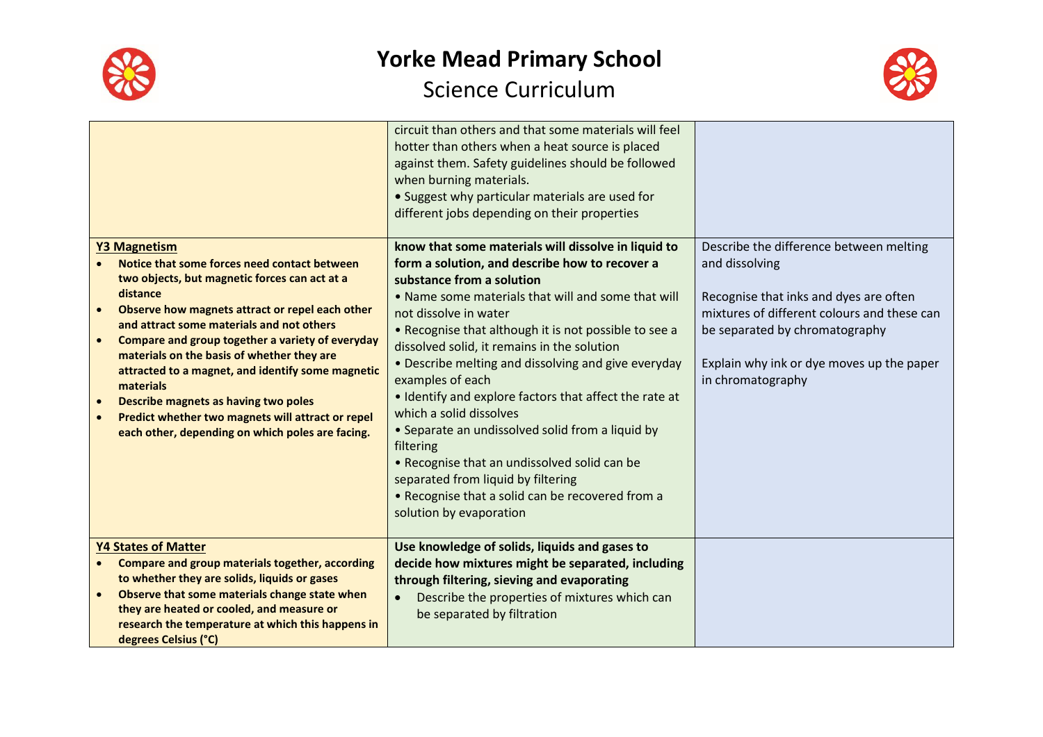# Yorke Mead Primary School

## Science Curriculum

| | | |
|---|---|---|
| | circuit than others and that some materials will feel hotter than others when a heat source is placed against them. Safety guidelines should be followed when burning materials.<br>• Suggest why particular materials are used for different jobs depending on their properties | |
| **Y3 Magnetism**<br>• **Notice that some forces need contact between two objects, but magnetic forces can act at a distance**<br>• **Observe how magnets attract or repel each other and attract some materials and not others**<br>• **Compare and group together a variety of everyday materials on the basis of whether they are attracted to a magnet, and identify some magnetic materials**<br>• **Describe magnets as having two poles**<br>• **Predict whether two magnets will attract or repel each other, depending on which poles are facing.** | **know that some materials will dissolve in liquid to form a solution, and describe how to recover a substance from a solution**<br>• Name some materials that will and some that will not dissolve in water<br>• Recognise that although it is not possible to see a dissolved solid, it remains in the solution<br>• Describe melting and dissolving and give everyday examples of each<br>• Identify and explore factors that affect the rate at which a solid dissolves<br>• Separate an undissolved solid from a liquid by filtering<br>• Recognise that an undissolved solid can be separated from liquid by filtering<br>• Recognise that a solid can be recovered from a solution by evaporation | Describe the difference between melting and dissolving<br><br>Recognise that inks and dyes are often mixtures of different colours and these can be separated by chromatography<br><br>Explain why ink or dye moves up the paper in chromatography |
| **Y4 States of Matter**<br>• **Compare and group materials together, according to whether they are solids, liquids or gases**<br>• **Observe that some materials change state when they are heated or cooled, and measure or research the temperature at which this happens in degrees Celsius (°C)** | **Use knowledge of solids, liquids and gases to decide how mixtures might be separated, including through filtering, sieving and evaporating**<br>• Describe the properties of mixtures which can be separated by filtration | |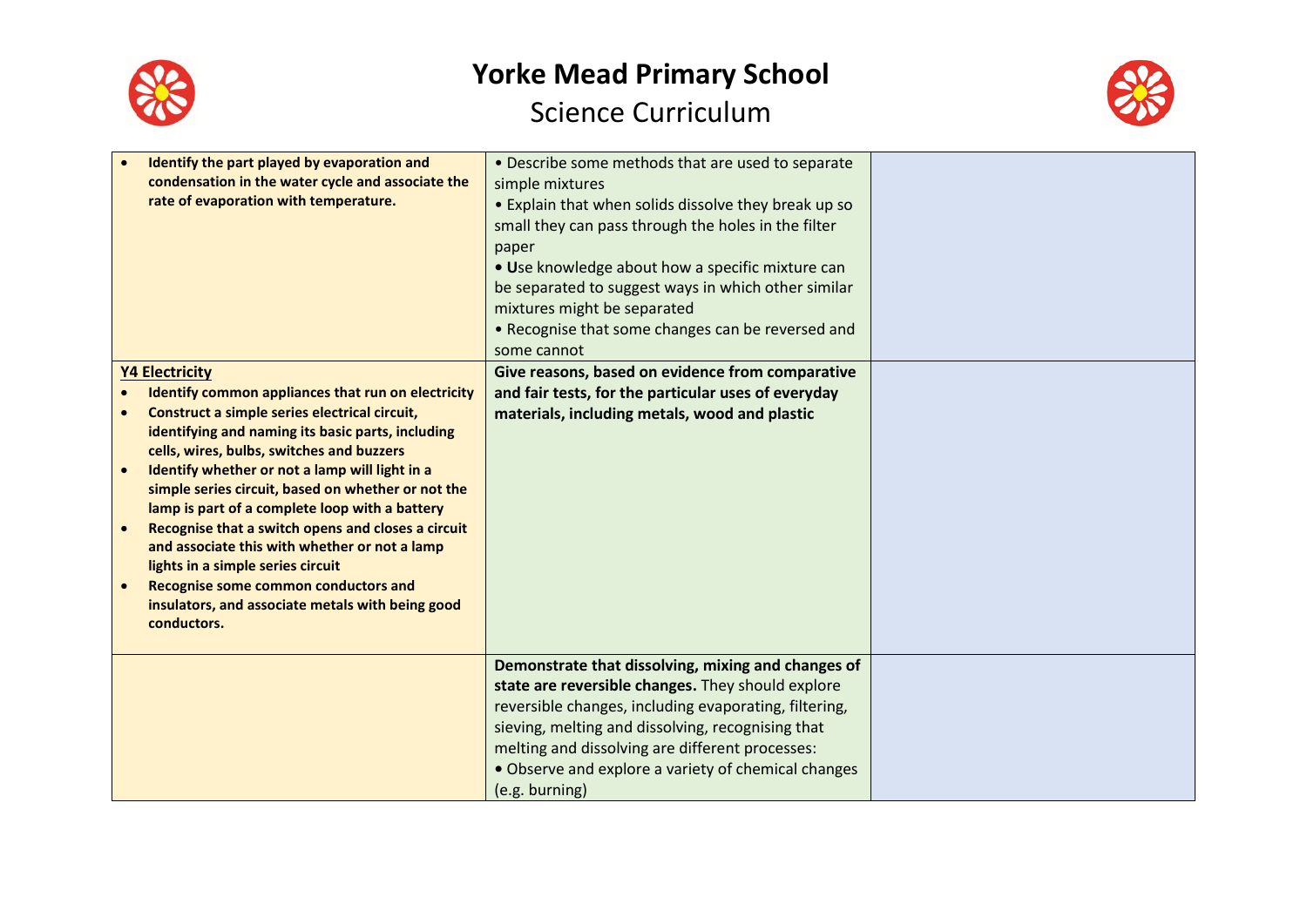# Yorke Mead Primary School

## Science Curriculum

| | | |
|---|---|---|
| • **Identify the part played by evaporation and condensation in the water cycle and associate the rate of evaporation with temperature.** | • Describe some methods that are used to separate simple mixtures<br>• Explain that when solids dissolve they break up so small they can pass through the holes in the filter paper<br>• **U**se knowledge about how a specific mixture can be separated to suggest ways in which other similar mixtures might be separated<br>• Recognise that some changes can be reversed and some cannot | |
| **<u>Y4 Electricity</u>**<br>• **Identify common appliances that run on electricity**<br>• **Construct a simple series electrical circuit, identifying and naming its basic parts, including cells, wires, bulbs, switches and buzzers**<br>• **Identify whether or not a lamp will light in a simple series circuit, based on whether or not the lamp is part of a complete loop with a battery**<br>• **Recognise that a switch opens and closes a circuit and associate this with whether or not a lamp lights in a simple series circuit**<br>• **Recognise some common conductors and insulators, and associate metals with being good conductors.** | **Give reasons, based on evidence from comparative and fair tests, for the particular uses of everyday materials, including metals, wood and plastic** | |
| | **Demonstrate that dissolving, mixing and changes of state are reversible changes.** They should explore reversible changes, including evaporating, filtering, sieving, melting and dissolving, recognising that melting and dissolving are different processes:<br>• Observe and explore a variety of chemical changes (e.g. burning) | |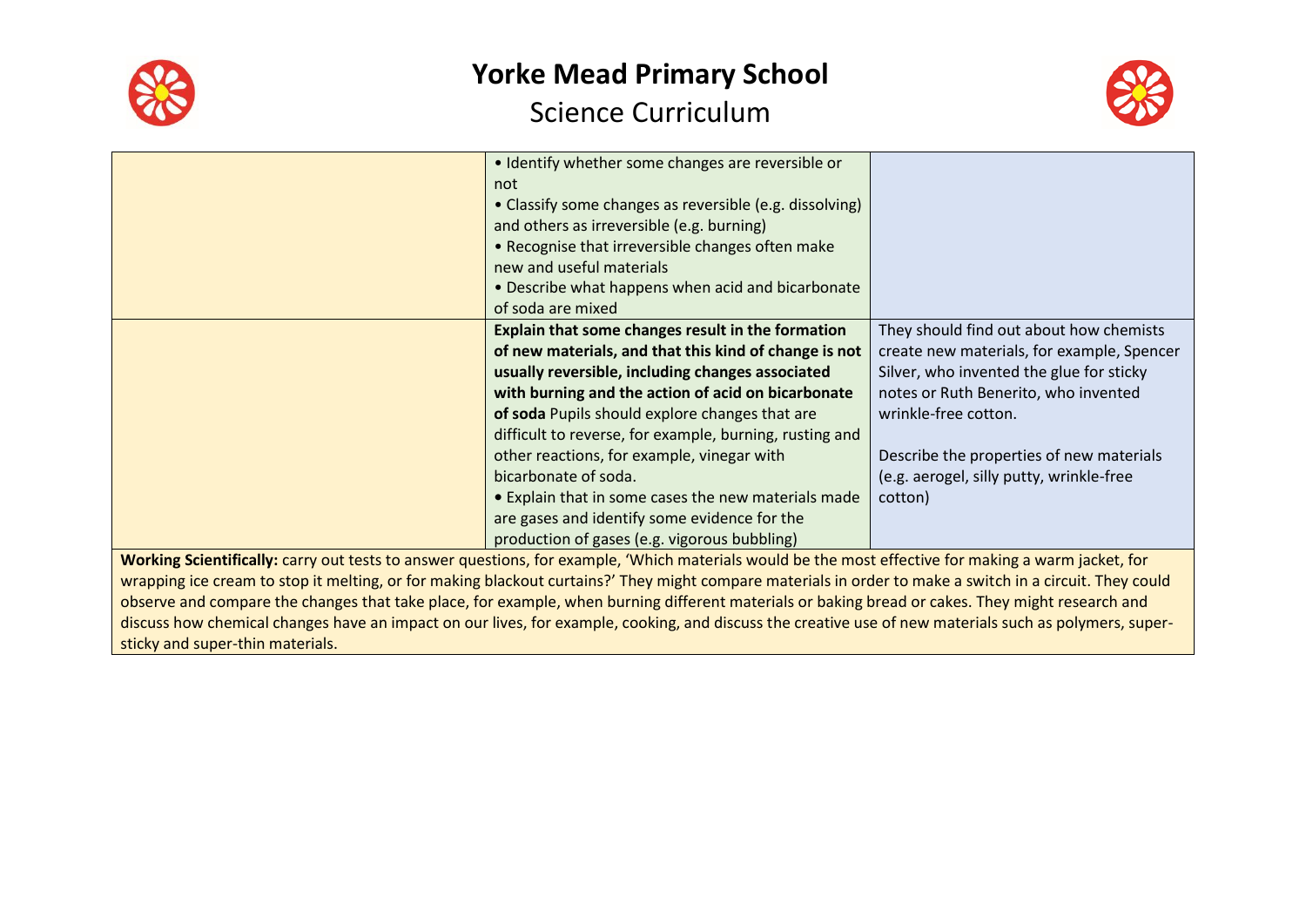# Yorke Mead Primary School

## Science Curriculum

| | | |
|---|---|---|
| | • Identify whether some changes are reversible or not<br>• Classify some changes as reversible (e.g. dissolving) and others as irreversible (e.g. burning)<br>• Recognise that irreversible changes often make new and useful materials<br>• Describe what happens when acid and bicarbonate of soda are mixed | |
| | **Explain that some changes result in the formation of new materials, and that this kind of change is not usually reversible, including changes associated with burning and the action of acid on bicarbonate of soda** Pupils should explore changes that are difficult to reverse, for example, burning, rusting and other reactions, for example, vinegar with bicarbonate of soda.<br>• Explain that in some cases the new materials made are gases and identify some evidence for the production of gases (e.g. vigorous bubbling) | They should find out about how chemists create new materials, for example, Spencer Silver, who invented the glue for sticky notes or Ruth Benerito, who invented wrinkle-free cotton.<br><br>Describe the properties of new materials (e.g. aerogel, silly putty, wrinkle-free cotton) |
| **Working Scientifically:** carry out tests to answer questions, for example, 'Which materials would be the most effective for making a warm jacket, for wrapping ice cream to stop it melting, or for making blackout curtains?' They might compare materials in order to make a switch in a circuit. They could observe and compare the changes that take place, for example, when burning different materials or baking bread or cakes. They might research and discuss how chemical changes have an impact on our lives, for example, cooking, and discuss the creative use of new materials such as polymers, super-sticky and super-thin materials. | | |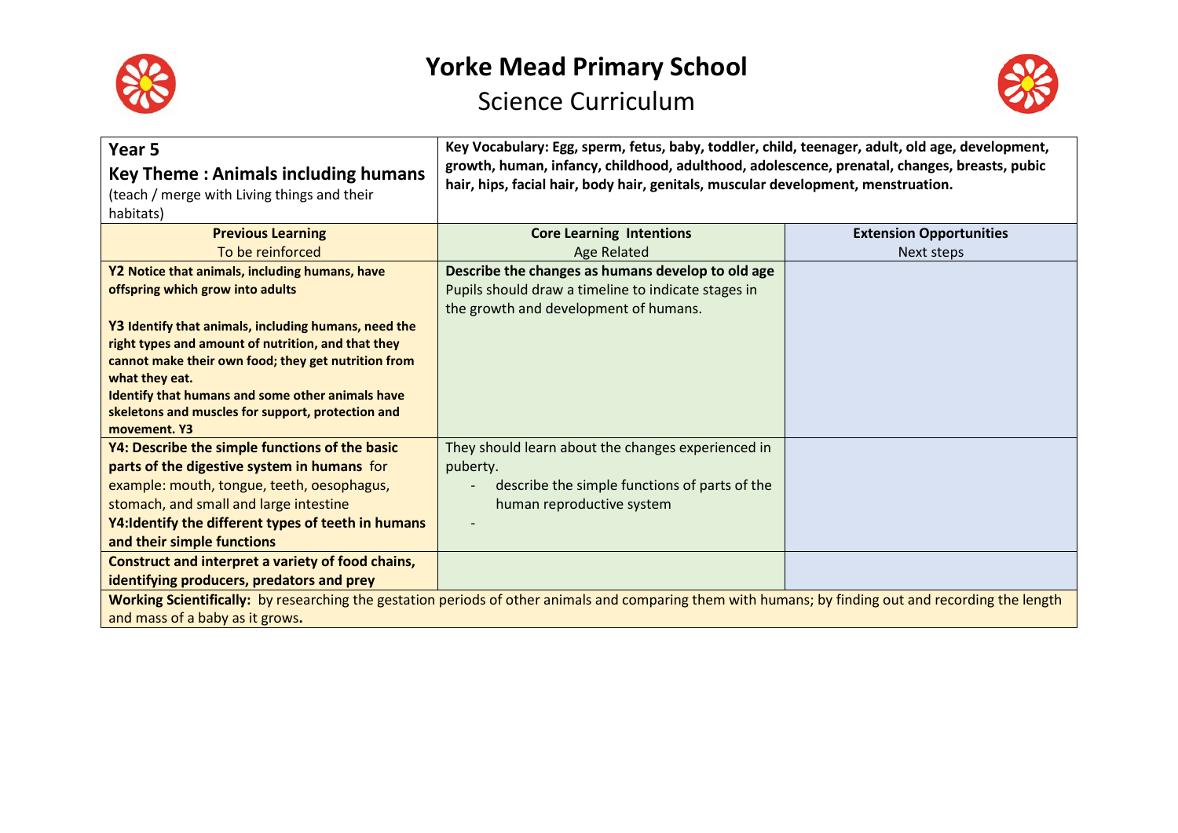# Yorke Mead Primary School

## Science Curriculum

| **Year 5**<br>**Key Theme : Animals including humans**<br>(teach / merge with Living things and their habitats) | **Key Vocabulary: Egg, sperm, fetus, baby, toddler, child, teenager, adult, old age, development, growth, human, infancy, childhood, adulthood, adolescence, prenatal, changes, breasts, pubic hair, hips, facial hair, body hair, genitals, muscular development, menstruation.** | |
|---|---|---|
| **Previous Learning**<br>To be reinforced | **Core Learning Intentions**<br>Age Related | **Extension Opportunities**<br>Next steps |
| **Y2 Notice that animals, including humans, have offspring which grow into adults**<br><br>**Y3 Identify that animals, including humans, need the right types and amount of nutrition, and that they cannot make their own food; they get nutrition from what they eat.**<br>**Identify that humans and some other animals have skeletons and muscles for support, protection and movement. Y3** | **Describe the changes as humans develop to old age**<br>Pupils should draw a timeline to indicate stages in the growth and development of humans. | |
| **Y4: Describe the simple functions of the basic parts of the digestive system in humans** for example: mouth, tongue, teeth, oesophagus, stomach, and small and large intestine<br>**Y4:Identify the different types of teeth in humans and their simple functions** | They should learn about the changes experienced in puberty.<br>- describe the simple functions of parts of the human reproductive system<br>- | |
| **Construct and interpret a variety of food chains, identifying producers, predators and prey** | | |

**Working Scientifically:** by researching the gestation periods of other animals and comparing them with humans; by finding out and recording the length and mass of a baby as it grows**.**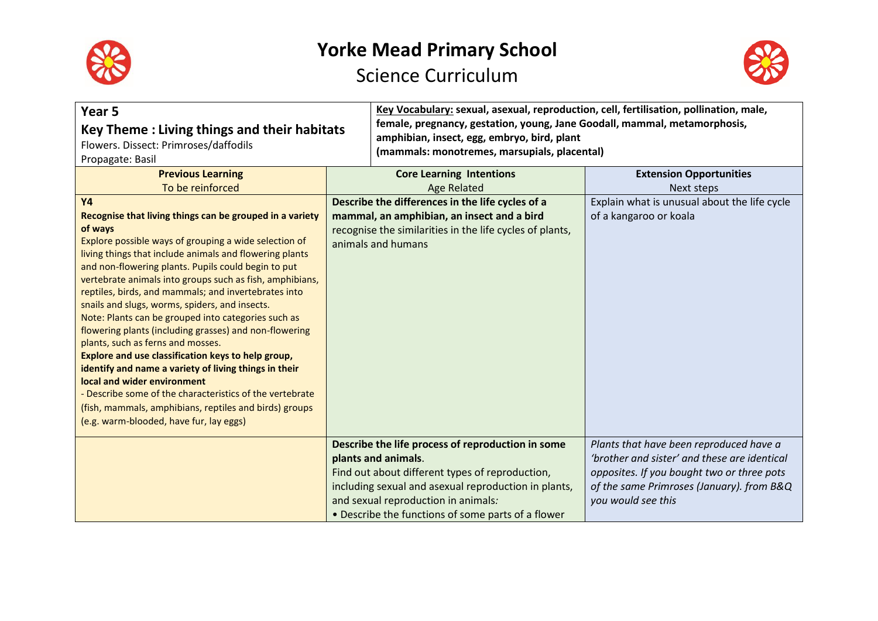# Yorke Mead Primary School

## Science Curriculum

| **Year 5**<br>**Key Theme : Living things and their habitats**<br>Flowers. Dissect: Primroses/daffodils<br>Propagate: Basil | **Key Vocabulary:** **sexual, asexual, reproduction, cell, fertilisation, pollination, male, female, pregnancy, gestation, young, Jane Goodall, mammal, metamorphosis, amphibian, insect, egg, embryo, bird, plant (mammals: monotremes, marsupials, placental)** | |
|---|---|---|
| **Previous Learning**<br>To be reinforced | **Core Learning Intentions**<br>Age Related | **Extension Opportunities**<br>Next steps |
| **Y4**<br>**Recognise that living things can be grouped in a variety of ways**<br>Explore possible ways of grouping a wide selection of living things that include animals and flowering plants and non-flowering plants. Pupils could begin to put vertebrate animals into groups such as fish, amphibians, reptiles, birds, and mammals; and invertebrates into snails and slugs, worms, spiders, and insects.<br>Note: Plants can be grouped into categories such as flowering plants (including grasses) and non-flowering plants, such as ferns and mosses.<br>**Explore and use classification keys to help group, identify and name a variety of living things in their local and wider environment**<br>- Describe some of the characteristics of the vertebrate (fish, mammals, amphibians, reptiles and birds) groups (e.g. warm-blooded, have fur, lay eggs) | **Describe the differences in the life cycles of a mammal, an amphibian, an insect and a bird**<br>recognise the similarities in the life cycles of plants, animals and humans | Explain what is unusual about the life cycle of a kangaroo or koala |
| | **Describe the life process of reproduction in some plants and animals**.<br>Find out about different types of reproduction, including sexual and asexual reproduction in plants, and sexual reproduction in animals*:*<br>• Describe the functions of some parts of a flower | *Plants that have been reproduced have a 'brother and sister' and these are identical opposites. If you bought two or three pots of the same Primroses (January). from B&Q you would see this* |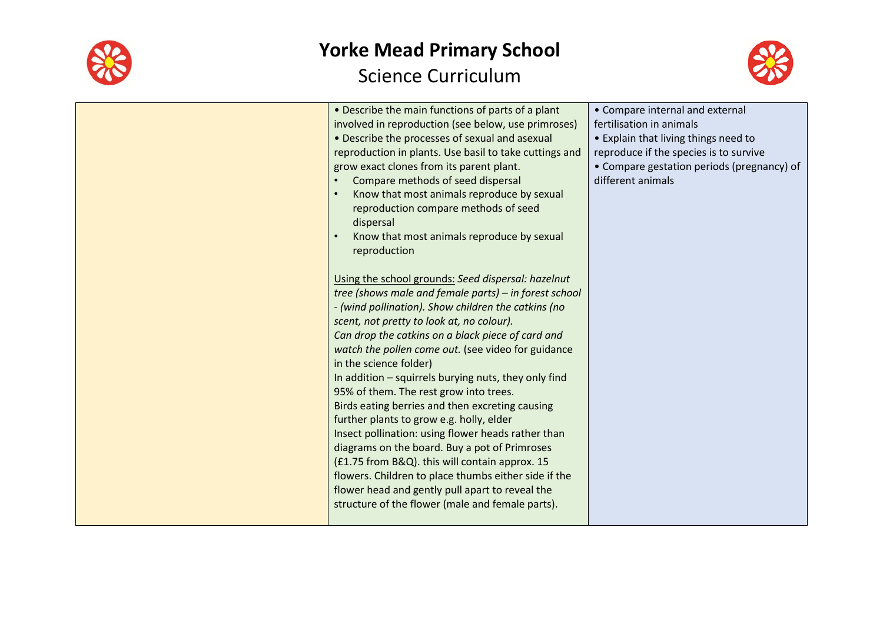| | | |
|---|---|---|
| | • Describe the main functions of parts of a plant involved in reproduction (see below, use primroses)<br>• Describe the processes of sexual and asexual reproduction in plants. Use basil to take cuttings and grow exact clones from its parent plant.<br>• Compare methods of seed dispersal<br>• Know that most animals reproduce by sexual reproduction compare methods of seed dispersal<br>• Know that most animals reproduce by sexual reproduction<br><br><u>Using the school grounds:</u> *Seed dispersal: hazelnut tree (shows male and female parts) – in forest school - (wind pollination). Show children the catkins (no scent, not pretty to look at, no colour).*<br>*Can drop the catkins on a black piece of card and watch the pollen come out.* (see video for guidance in the science folder)<br>In addition – squirrels burying nuts, they only find 95% of them. The rest grow into trees.<br>Birds eating berries and then excreting causing further plants to grow e.g. holly, elder<br>Insect pollination: using flower heads rather than diagrams on the board. Buy a pot of Primroses (£1.75 from B&Q). this will contain approx. 15 flowers. Children to place thumbs either side if the flower head and gently pull apart to reveal the structure of the flower (male and female parts). | • Compare internal and external fertilisation in animals<br>• Explain that living things need to reproduce if the species is to survive<br>• Compare gestation periods (pregnancy) of different animals |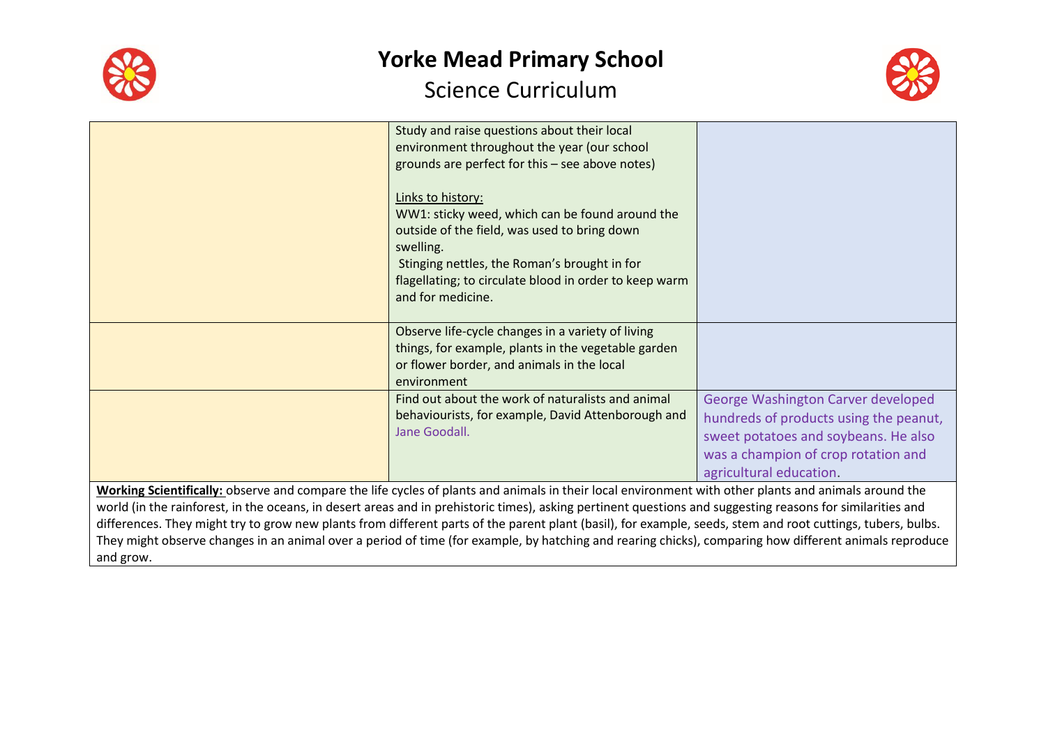# Yorke Mead Primary School

## Science Curriculum

| | | |
|---|---|---|
| | Study and raise questions about their local environment throughout the year (our school grounds are perfect for this – see above notes)<br><br>Links to history:<br>WW1: sticky weed, which can be found around the outside of the field, was used to bring down swelling.<br>Stinging nettles, the Roman's brought in for flagellating; to circulate blood in order to keep warm and for medicine. | |
| | Observe life-cycle changes in a variety of living things, for example, plants in the vegetable garden or flower border, and animals in the local environment | |
| | Find out about the work of naturalists and animal behaviourists, for example, David Attenborough and Jane Goodall. | George Washington Carver developed hundreds of products using the peanut, sweet potatoes and soybeans. He also was a champion of crop rotation and agricultural education. |

**Working Scientifically:** observe and compare the life cycles of plants and animals in their local environment with other plants and animals around the world (in the rainforest, in the oceans, in desert areas and in prehistoric times), asking pertinent questions and suggesting reasons for similarities and differences. They might try to grow new plants from different parts of the parent plant (basil), for example, seeds, stem and root cuttings, tubers, bulbs. They might observe changes in an animal over a period of time (for example, by hatching and rearing chicks), comparing how different animals reproduce and grow.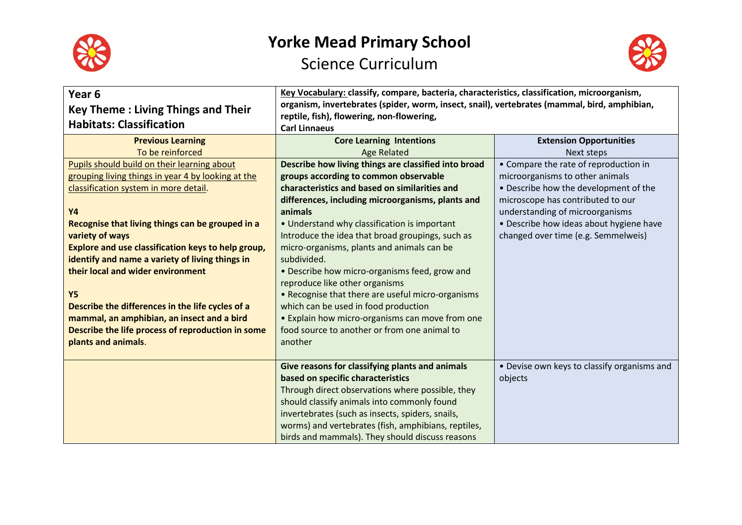# Yorke Mead Primary School

## Science Curriculum

| **Year 6**<br>**Key Theme : Living Things and Their Habitats: Classification** | **Key Vocabulary:** **classify, compare, bacteria, characteristics, classification, microorganism, organism, invertebrates (spider, worm, insect, snail), vertebrates (mammal, bird, amphibian, reptile, fish), flowering, non-flowering,**<br>**Carl Linnaeus** | |
|---|---|---|
| **Previous Learning**<br>To be reinforced | **Core Learning Intentions**<br>Age Related | **Extension Opportunities**<br>Next steps |
| Pupils should build on their learning about grouping living things in year 4 by looking at the classification system in more detail.<br><br>**Y4**<br>**Recognise that living things can be grouped in a variety of ways**<br>**Explore and use classification keys to help group, identify and name a variety of living things in their local and wider environment**<br><br>**Y5**<br>**Describe the differences in the life cycles of a mammal, an amphibian, an insect and a bird**<br>**Describe the life process of reproduction in some plants and animals**. | **Describe how living things are classified into broad groups according to common observable characteristics and based on similarities and differences, including microorganisms, plants and animals**<br>• Understand why classification is important<br>Introduce the idea that broad groupings, such as micro-organisms, plants and animals can be subdivided.<br>• Describe how micro-organisms feed, grow and reproduce like other organisms<br>• Recognise that there are useful micro-organisms which can be used in food production<br>• Explain how micro-organisms can move from one food source to another or from one animal to another | • Compare the rate of reproduction in microorganisms to other animals<br>• Describe how the development of the microscope has contributed to our understanding of microorganisms<br>• Describe how ideas about hygiene have changed over time (e.g. Semmelweis) |
| | **Give reasons for classifying plants and animals based on specific characteristics**<br>Through direct observations where possible, they should classify animals into commonly found invertebrates (such as insects, spiders, snails, worms) and vertebrates (fish, amphibians, reptiles, birds and mammals). They should discuss reasons | • Devise own keys to classify organisms and objects |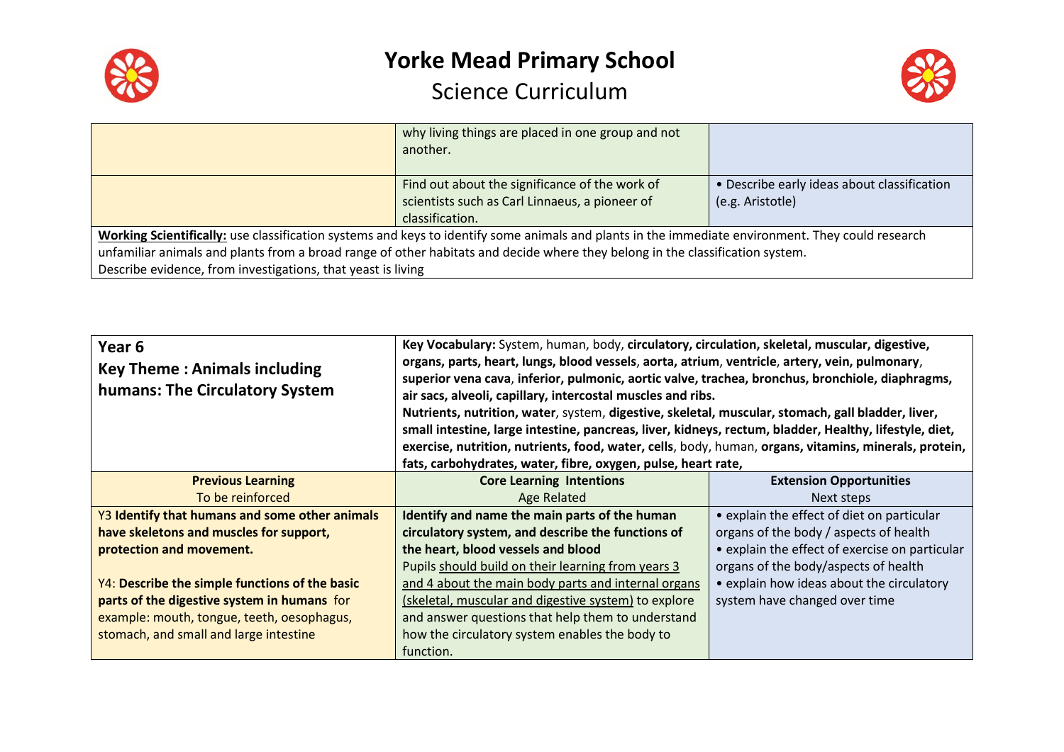# Yorke Mead Primary School

## Science Curriculum

| | | |
|---|---|---|
| | why living things are placed in one group and not another. | |
| | Find out about the significance of the work of scientists such as Carl Linnaeus, a pioneer of classification. | • Describe early ideas about classification (e.g. Aristotle) |

**Working Scientifically:** use classification systems and keys to identify some animals and plants in the immediate environment. They could research unfamiliar animals and plants from a broad range of other habitats and decide where they belong in the classification system.
Describe evidence, from investigations, that yeast is living

| **Year 6**<br>**Key Theme : Animals including humans: The Circulatory System** | **Key Vocabulary:** System, human, body, **circulatory, circulation, skeletal, muscular, digestive, organs, parts, heart, lungs, blood vessels**, **aorta, atrium**, **ventricle**, **artery, vein, pulmonary**, **superior vena cava**, **inferior**, **pulmonic, aortic valve, trachea, bronchus, bronchiole, diaphragms, air sacs, alveoli, capillary, intercostal muscles and ribs.**<br>**Nutrients, nutrition, water**, system, **digestive, skeletal, muscular, stomach, gall bladder, liver, small intestine, large intestine, pancreas, liver, kidneys, rectum, bladder, Healthy, lifestyle, diet, exercise, nutrition, nutrients, food, water, cells**, body, human, **organs, vitamins, minerals, protein, fats, carbohydrates, water, fibre, oxygen, pulse, heart rate,** | |
|---|---|---|
| **Previous Learning**<br>To be reinforced | **Core Learning Intentions**<br>Age Related | **Extension Opportunities**<br>Next steps |
| Y3 **Identify that humans and some other animals have skeletons and muscles for support, protection and movement.**<br><br>Y4: **Describe the simple functions of the basic parts of the digestive system in humans** for example: mouth, tongue, teeth, oesophagus, stomach, and small and large intestine | **Identify and name the main parts of the human circulatory system, and describe the functions of the heart, blood vessels and blood**<br>Pupils should build on their learning from years 3 and 4 about the main body parts and internal organs (skeletal, muscular and digestive system) to explore and answer questions that help them to understand how the circulatory system enables the body to function. | • explain the effect of diet on particular organs of the body / aspects of health<br>• explain the effect of exercise on particular organs of the body/aspects of health<br>• explain how ideas about the circulatory system have changed over time |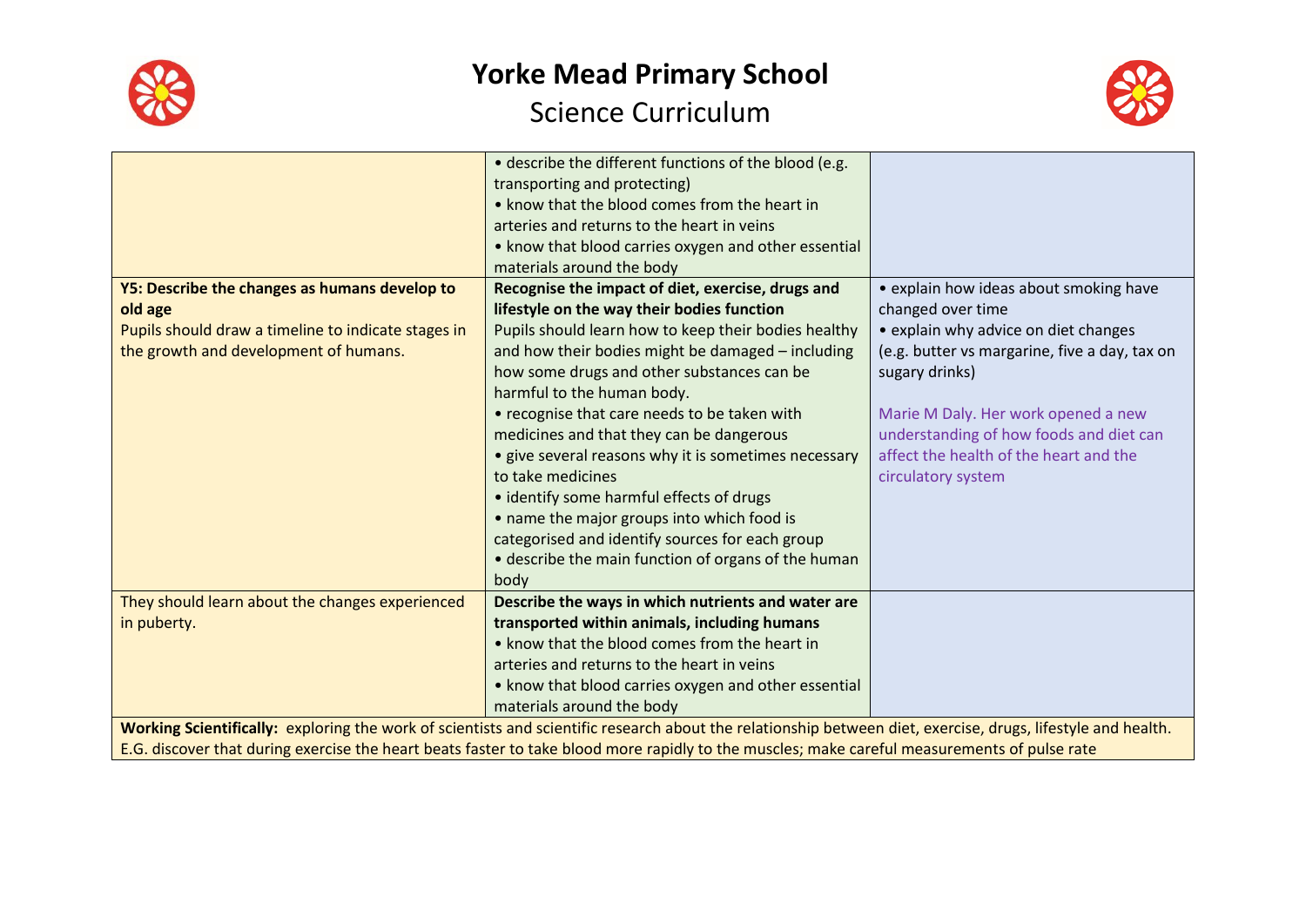# Yorke Mead Primary School

## Science Curriculum

| | | |
|---|---|---|
| | • describe the different functions of the blood (e.g. transporting and protecting)<br>• know that the blood comes from the heart in arteries and returns to the heart in veins<br>• know that blood carries oxygen and other essential materials around the body | |
| **Y5: Describe the changes as humans develop to old age**<br>Pupils should draw a timeline to indicate stages in the growth and development of humans. | **Recognise the impact of diet, exercise, drugs and lifestyle on the way their bodies function**<br>Pupils should learn how to keep their bodies healthy and how their bodies might be damaged – including how some drugs and other substances can be harmful to the human body.<br>• recognise that care needs to be taken with medicines and that they can be dangerous<br>• give several reasons why it is sometimes necessary to take medicines<br>• identify some harmful effects of drugs<br>• name the major groups into which food is categorised and identify sources for each group<br>• describe the main function of organs of the human body | • explain how ideas about smoking have changed over time<br>• explain why advice on diet changes (e.g. butter vs margarine, five a day, tax on sugary drinks)<br><br>Marie M Daly. Her work opened a new understanding of how foods and diet can affect the health of the heart and the circulatory system |
| They should learn about the changes experienced in puberty. | **Describe the ways in which nutrients and water are transported within animals, including humans**<br>• know that the blood comes from the heart in arteries and returns to the heart in veins<br>• know that blood carries oxygen and other essential materials around the body | |
| **Working Scientifically:** exploring the work of scientists and scientific research about the relationship between diet, exercise, drugs, lifestyle and health. E.G. discover that during exercise the heart beats faster to take blood more rapidly to the muscles; make careful measurements of pulse rate | | |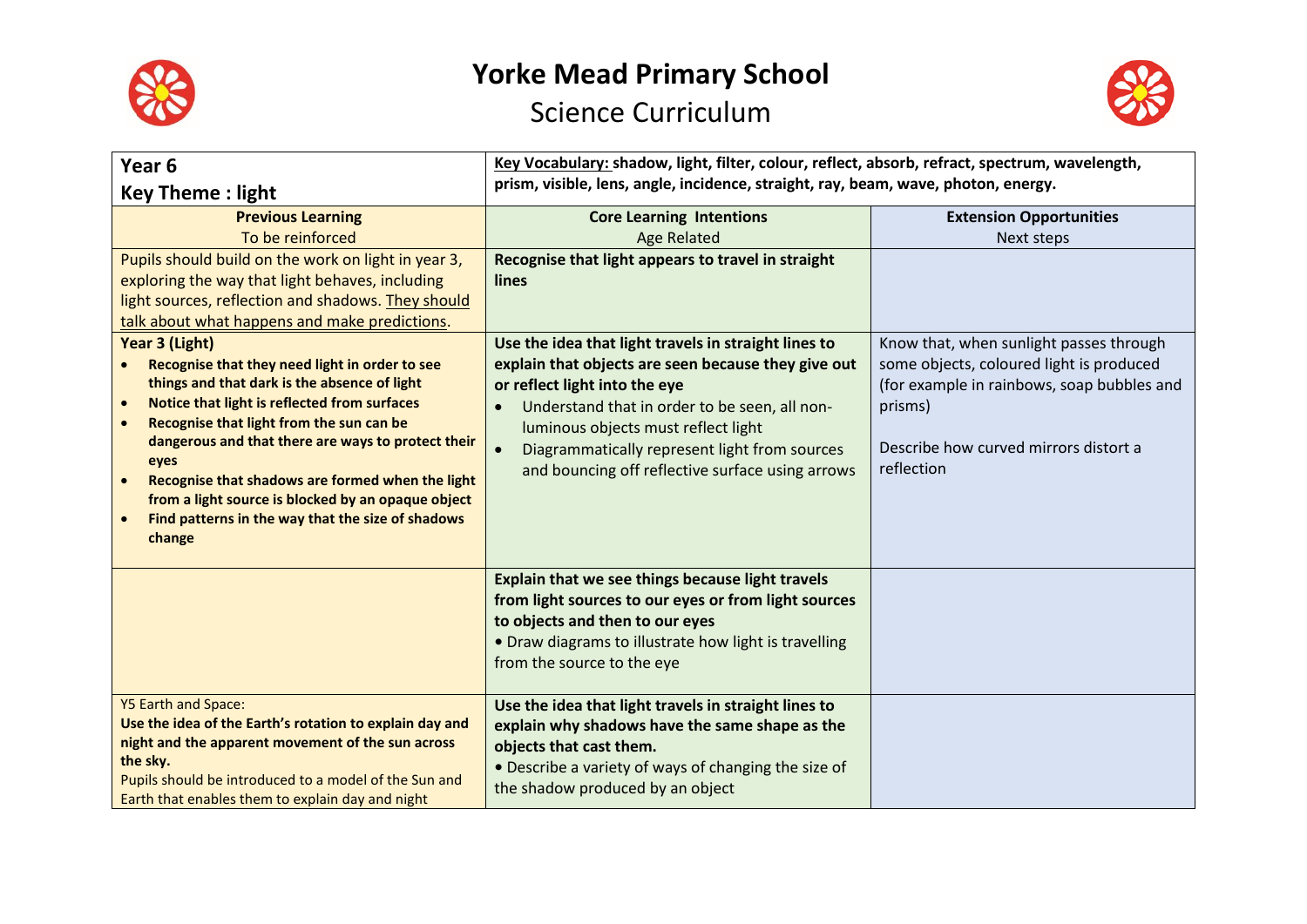# Yorke Mead Primary School

## Science Curriculum

| **Year 6**<br>**Key Theme : light** | **Key Vocabulary:** **shadow, light, filter, colour, reflect, absorb, refract, spectrum, wavelength, prism, visible, lens, angle, incidence, straight, ray, beam, wave, photon, energy.** | |
|---|---|---|
| **Previous Learning**<br>To be reinforced | **Core Learning Intentions**<br>Age Related | **Extension Opportunities**<br>Next steps |
| Pupils should build on the work on light in year 3, exploring the way that light behaves, including light sources, reflection and shadows. They should talk about what happens and make predictions. | **Recognise that light appears to travel in straight lines** | |
| **Year 3 (Light)**<br>• **Recognise that they need light in order to see things and that dark is the absence of light**<br>• **Notice that light is reflected from surfaces**<br>• **Recognise that light from the sun can be dangerous and that there are ways to protect their eyes**<br>• **Recognise that shadows are formed when the light from a light source is blocked by an opaque object**<br>• **Find patterns in the way that the size of shadows change** | **Use the idea that light travels in straight lines to explain that objects are seen because they give out or reflect light into the eye**<br>• Understand that in order to be seen, all non-luminous objects must reflect light<br>• Diagrammatically represent light from sources and bouncing off reflective surface using arrows | Know that, when sunlight passes through some objects, coloured light is produced (for example in rainbows, soap bubbles and prisms)<br><br>Describe how curved mirrors distort a reflection |
| | **Explain that we see things because light travels from light sources to our eyes or from light sources to objects and then to our eyes**<br>• Draw diagrams to illustrate how light is travelling from the source to the eye | |
| Y5 Earth and Space:<br>**Use the idea of the Earth's rotation to explain day and night and the apparent movement of the sun across the sky.**<br>Pupils should be introduced to a model of the Sun and Earth that enables them to explain day and night | **Use the idea that light travels in straight lines to explain why shadows have the same shape as the objects that cast them.**<br>• Describe a variety of ways of changing the size of the shadow produced by an object | |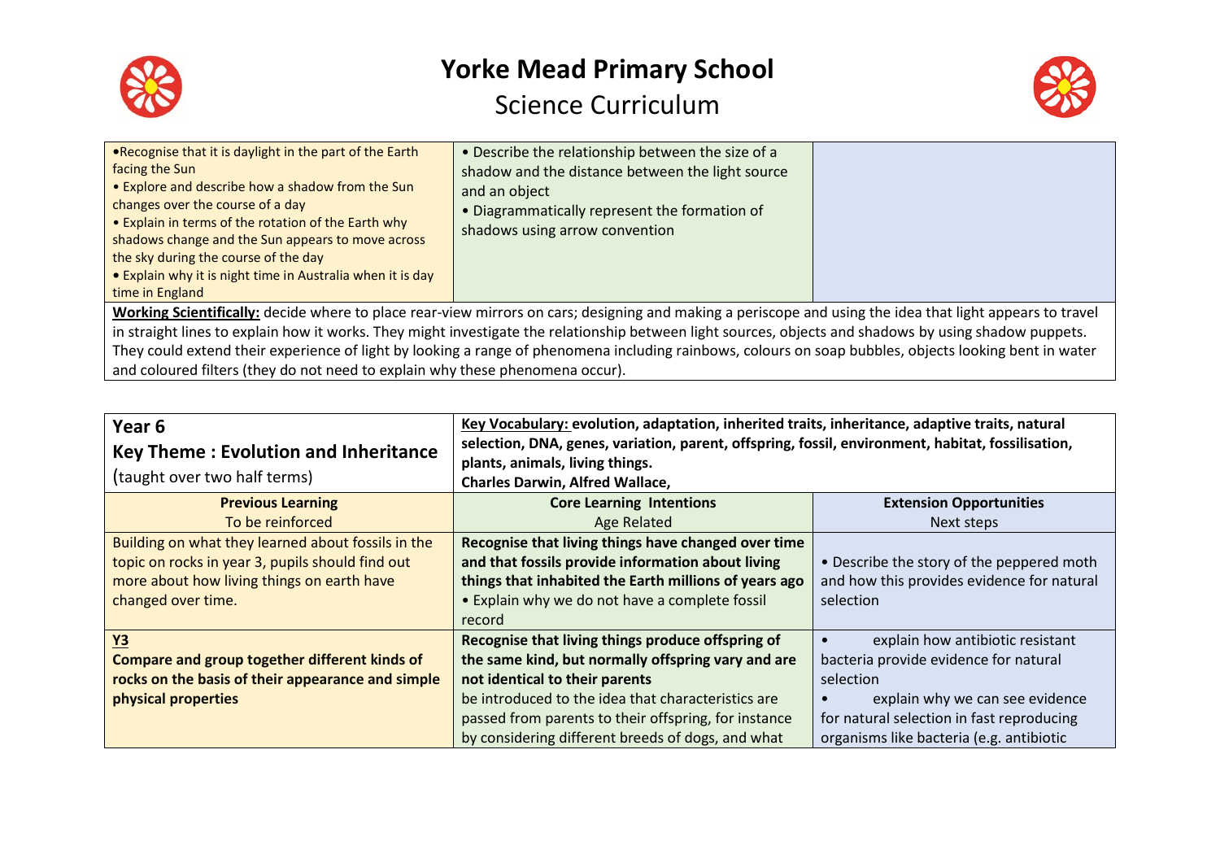# Yorke Mead Primary School

## Science Curriculum

| | | |
|---|---|---|
| •Recognise that it is daylight in the part of the Earth facing the Sun<br>• Explore and describe how a shadow from the Sun changes over the course of a day<br>• Explain in terms of the rotation of the Earth why shadows change and the Sun appears to move across the sky during the course of the day<br>• Explain why it is night time in Australia when it is day time in England | • Describe the relationship between the size of a shadow and the distance between the light source and an object<br>• Diagrammatically represent the formation of shadows using arrow convention | |
| **Working Scientifically:** decide where to place rear-view mirrors on cars; designing and making a periscope and using the idea that light appears to travel in straight lines to explain how it works. They might investigate the relationship between light sources, objects and shadows by using shadow puppets. They could extend their experience of light by looking a range of phenomena including rainbows, colours on soap bubbles, objects looking bent in water and coloured filters (they do not need to explain why these phenomena occur). | | |

| **Year 6**<br>**Key Theme : Evolution and Inheritance**<br>(taught over two half terms) | **Key Vocabulary: evolution, adaptation, inherited traits, inheritance, adaptive traits, natural selection, DNA, genes, variation, parent, offspring, fossil, environment, habitat, fossilisation, plants, animals, living things.**<br>**Charles Darwin, Alfred Wallace,** | |
|---|---|---|
| **Previous Learning**<br>To be reinforced | **Core Learning Intentions**<br>Age Related | **Extension Opportunities**<br>Next steps |
| Building on what they learned about fossils in the topic on rocks in year 3, pupils should find out more about how living things on earth have changed over time. | **Recognise that living things have changed over time and that fossils provide information about living things that inhabited the Earth millions of years ago**<br>• Explain why we do not have a complete fossil record | • Describe the story of the peppered moth and how this provides evidence for natural selection |
| **Y3**<br>**Compare and group together different kinds of rocks on the basis of their appearance and simple physical properties** | **Recognise that living things produce offspring of the same kind, but normally offspring vary and are not identical to their parents**<br>be introduced to the idea that characteristics are passed from parents to their offspring, for instance by considering different breeds of dogs, and what | • explain how antibiotic resistant bacteria provide evidence for natural selection<br>• explain why we can see evidence for natural selection in fast reproducing organisms like bacteria (e.g. antibiotic |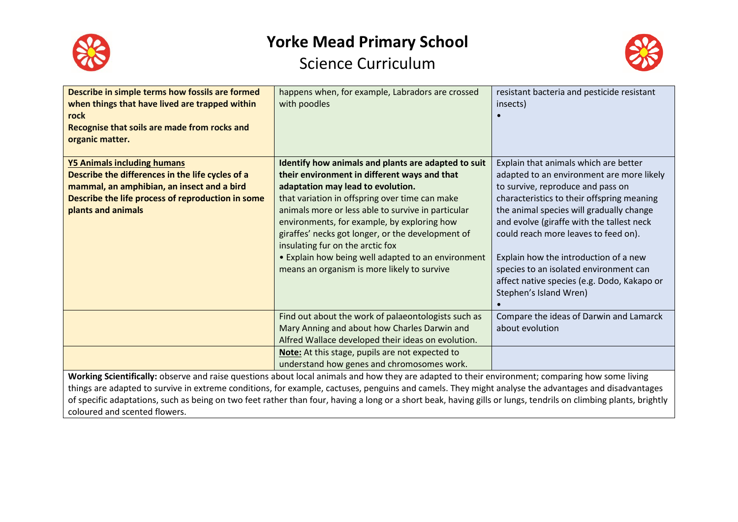# Yorke Mead Primary School

## Science Curriculum

| | | |
|---|---|---|
| **Describe in simple terms how fossils are formed when things that have lived are trapped within rock**<br>**Recognise that soils are made from rocks and organic matter.** | happens when, for example, Labradors are crossed with poodles | resistant bacteria and pesticide resistant insects)<br>• |
| **<u>Y5 Animals including humans</u>**<br>**Describe the differences in the life cycles of a mammal, an amphibian, an insect and a bird**<br>**Describe the life process of reproduction in some plants and animals** | **Identify how animals and plants are adapted to suit their environment in different ways and that adaptation may lead to evolution.**<br>that variation in offspring over time can make animals more or less able to survive in particular environments, for example, by exploring how giraffes' necks got longer, or the development of insulating fur on the arctic fox<br>• Explain how being well adapted to an environment means an organism is more likely to survive | Explain that animals which are better adapted to an environment are more likely to survive, reproduce and pass on characteristics to their offspring meaning the animal species will gradually change and evolve (giraffe with the tallest neck could reach more leaves to feed on).<br><br>Explain how the introduction of a new species to an isolated environment can affect native species (e.g. Dodo, Kakapo or Stephen's Island Wren)<br>• |
| | Find out about the work of palaeontologists such as Mary Anning and about how Charles Darwin and Alfred Wallace developed their ideas on evolution. | Compare the ideas of Darwin and Lamarck about evolution |
| | **<u>Note:</u>** At this stage, pupils are not expected to understand how genes and chromosomes work. | |

**Working Scientifically:** observe and raise questions about local animals and how they are adapted to their environment; comparing how some living things are adapted to survive in extreme conditions, for example, cactuses, penguins and camels. They might analyse the advantages and disadvantages of specific adaptations, such as being on two feet rather than four, having a long or a short beak, having gills or lungs, tendrils on climbing plants, brightly coloured and scented flowers.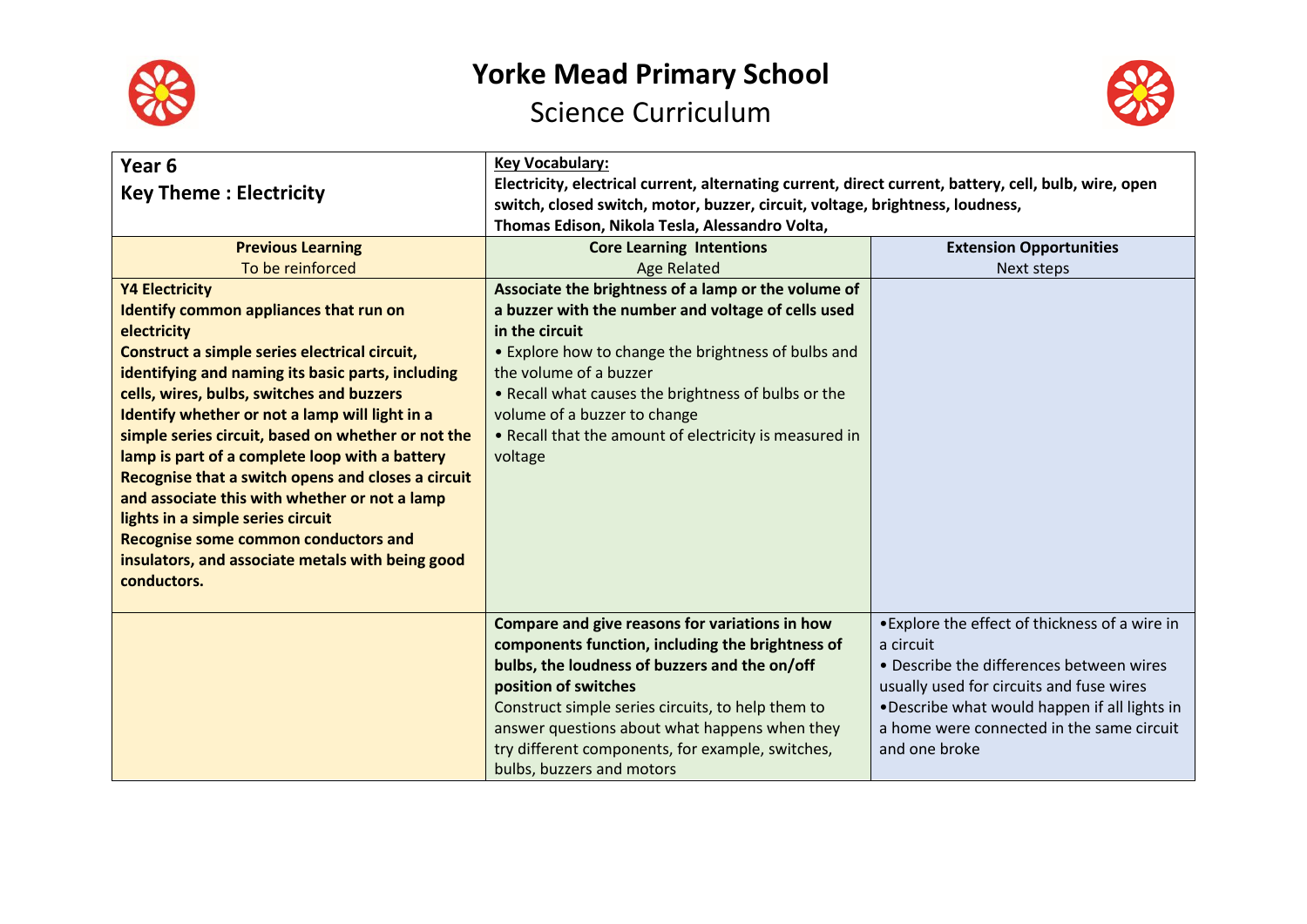# Yorke Mead Primary School

## Science Curriculum

| **Year 6**<br>**Key Theme : Electricity** | **Key Vocabulary:**<br>**Electricity, electrical current, alternating current, direct current, battery, cell, bulb, wire, open switch, closed switch, motor, buzzer, circuit, voltage, brightness, loudness,**<br>**Thomas Edison, Nikola Tesla, Alessandro Volta,** | |
|---|---|---|
| **Previous Learning**<br>To be reinforced | **Core Learning Intentions**<br>Age Related | **Extension Opportunities**<br>Next steps |
| **Y4 Electricity**<br>**Identify common appliances that run on electricity**<br>**Construct a simple series electrical circuit, identifying and naming its basic parts, including cells, wires, bulbs, switches and buzzers**<br>**Identify whether or not a lamp will light in a simple series circuit, based on whether or not the lamp is part of a complete loop with a battery**<br>**Recognise that a switch opens and closes a circuit and associate this with whether or not a lamp lights in a simple series circuit**<br>**Recognise some common conductors and insulators, and associate metals with being good conductors.** | **Associate the brightness of a lamp or the volume of a buzzer with the number and voltage of cells used in the circuit**<br>• Explore how to change the brightness of bulbs and the volume of a buzzer<br>• Recall what causes the brightness of bulbs or the volume of a buzzer to change<br>• Recall that the amount of electricity is measured in voltage | |
| | **Compare and give reasons for variations in how components function, including the brightness of bulbs, the loudness of buzzers and the on/off position of switches**<br>Construct simple series circuits, to help them to answer questions about what happens when they try different components, for example, switches, bulbs, buzzers and motors | •Explore the effect of thickness of a wire in a circuit<br>• Describe the differences between wires usually used for circuits and fuse wires<br>•Describe what would happen if all lights in a home were connected in the same circuit and one broke |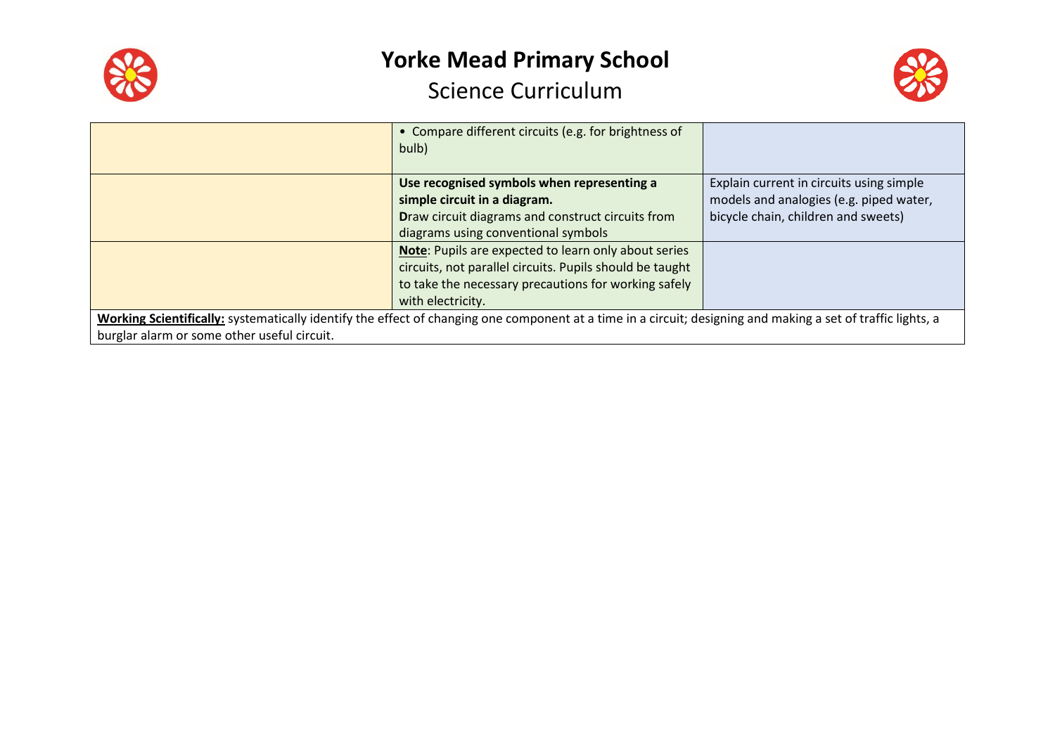# Yorke Mead Primary School

## Science Curriculum

| | | |
|---|---|---|
| | • Compare different circuits (e.g. for brightness of bulb) | |
| | **Use recognised symbols when representing a simple circuit in a diagram.** **D**raw circuit diagrams and construct circuits from diagrams using conventional symbols | Explain current in circuits using simple models and analogies (e.g. piped water, bicycle chain, children and sweets) |
| | **Note**: Pupils are expected to learn only about series circuits, not parallel circuits. Pupils should be taught to take the necessary precautions for working safely with electricity. | |
| **Working Scientifically:** systematically identify the effect of changing one component at a time in a circuit; designing and making a set of traffic lights, a burglar alarm or some other useful circuit. | | |